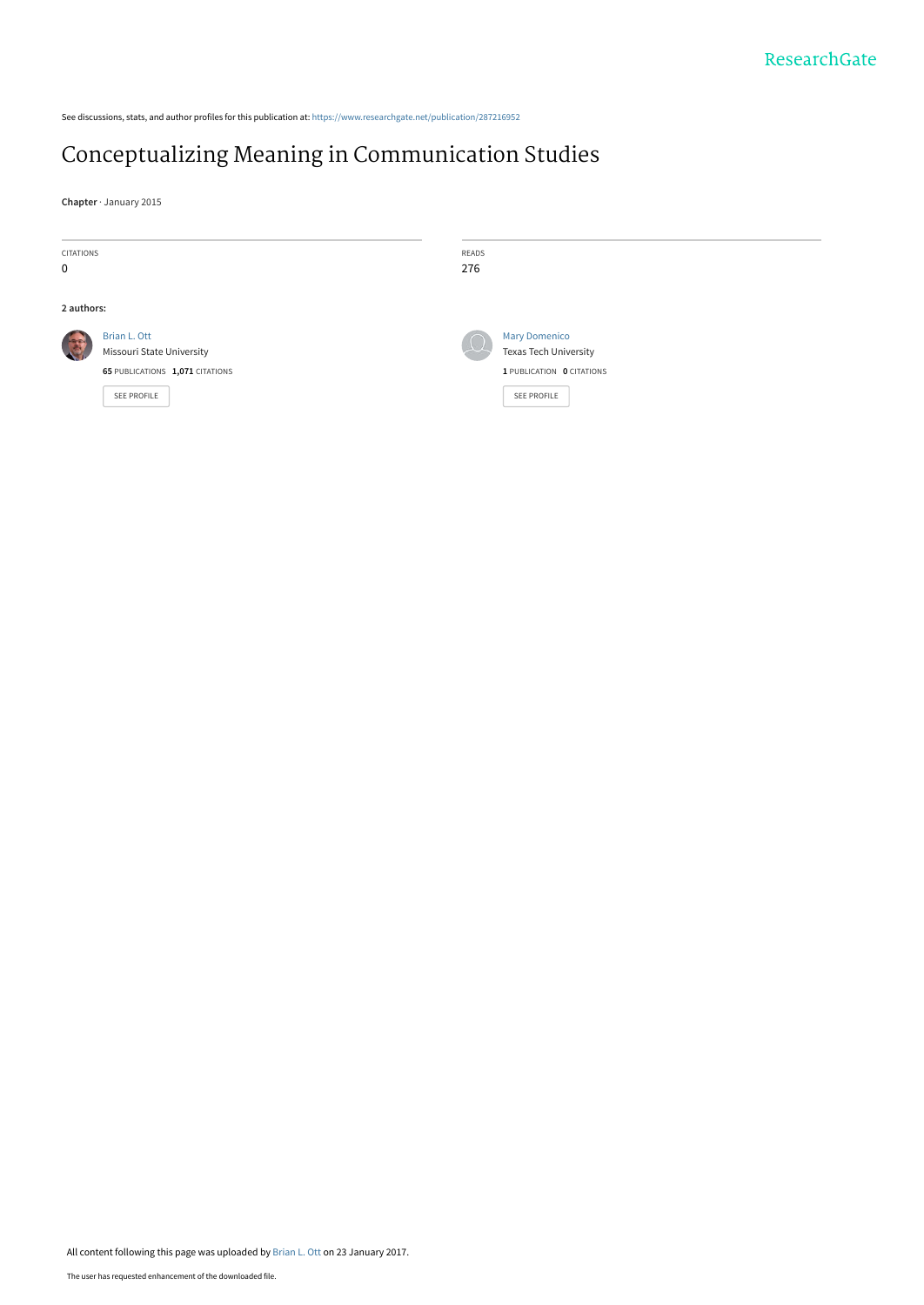See discussions, stats, and author profiles for this publication at: https://www.researchgate.net/publication/287216952

# Conceptualizing Meaning in Communication Studies

**Chapter** · January 2015

| CITATIONS | READS |
|---|---|
| 0 | 276 |

**2 authors:**

Brian L. Ott
Missouri State University
**65** PUBLICATIONS **1,071** CITATIONS
SEE PROFILE

Mary Domenico
Texas Tech University
**1** PUBLICATION **0** CITATIONS
SEE PROFILE

All content following this page was uploaded by Brian L. Ott on 23 January 2017.

The user has requested enhancement of the downloaded file.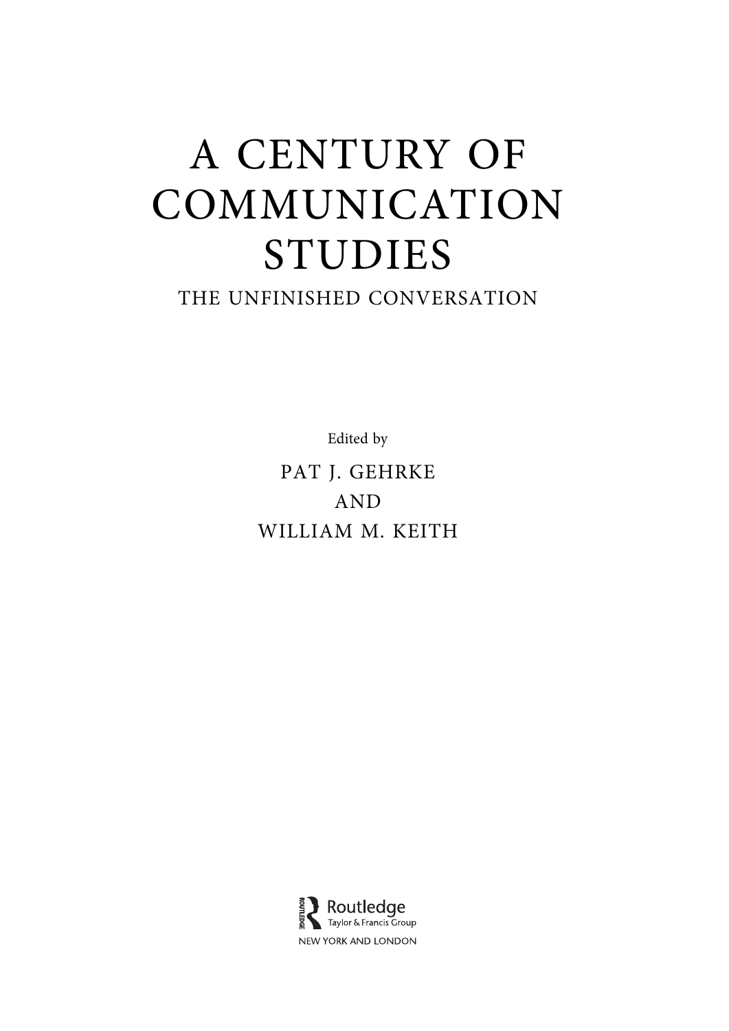# A CENTURY OF COMMUNICATION STUDIES

## THE UNFINISHED CONVERSATION

Edited by

PAT J. GEHRKE

AND

WILLIAM M. KEITH

Routledge
Taylor & Francis Group

NEW YORK AND LONDON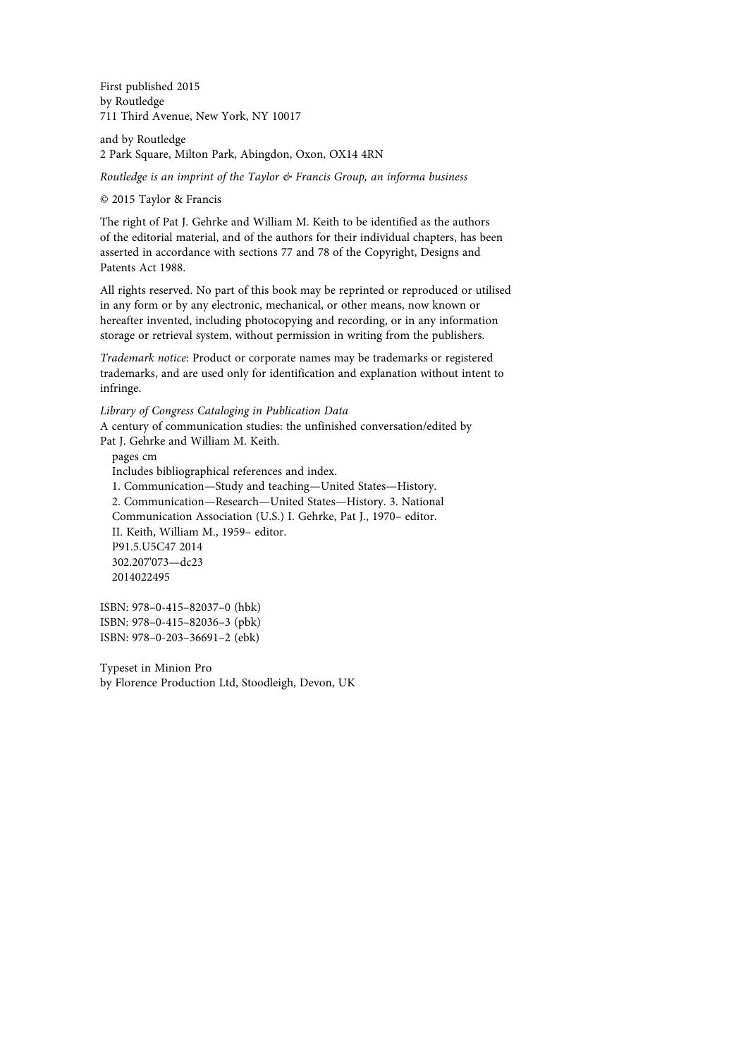First published 2015
by Routledge
711 Third Avenue, New York, NY 10017

and by Routledge
2 Park Square, Milton Park, Abingdon, Oxon, OX14 4RN

*Routledge is an imprint of the Taylor & Francis Group, an informa business*

© 2015 Taylor & Francis

The right of Pat J. Gehrke and William M. Keith to be identified as the authors of the editorial material, and of the authors for their individual chapters, has been asserted in accordance with sections 77 and 78 of the Copyright, Designs and Patents Act 1988.

All rights reserved. No part of this book may be reprinted or reproduced or utilised in any form or by any electronic, mechanical, or other means, now known or hereafter invented, including photocopying and recording, or in any information storage or retrieval system, without permission in writing from the publishers.

*Trademark notice*: Product or corporate names may be trademarks or registered trademarks, and are used only for identification and explanation without intent to infringe.

*Library of Congress Cataloging in Publication Data*
A century of communication studies: the unfinished conversation/edited by Pat J. Gehrke and William M. Keith.
pages cm
Includes bibliographical references and index.
1. Communication—Study and teaching—United States—History.
2. Communication—Research—United States—History. 3. National Communication Association (U.S.) I. Gehrke, Pat J., 1970– editor.
II. Keith, William M., 1959– editor.
P91.5.U5C47 2014
302.207'073—dc23
2014022495

ISBN: 978–0-415–82037–0 (hbk)
ISBN: 978–0-415–82036–3 (pbk)
ISBN: 978–0-203–36691–2 (ebk)

Typeset in Minion Pro
by Florence Production Ltd, Stoodleigh, Devon, UK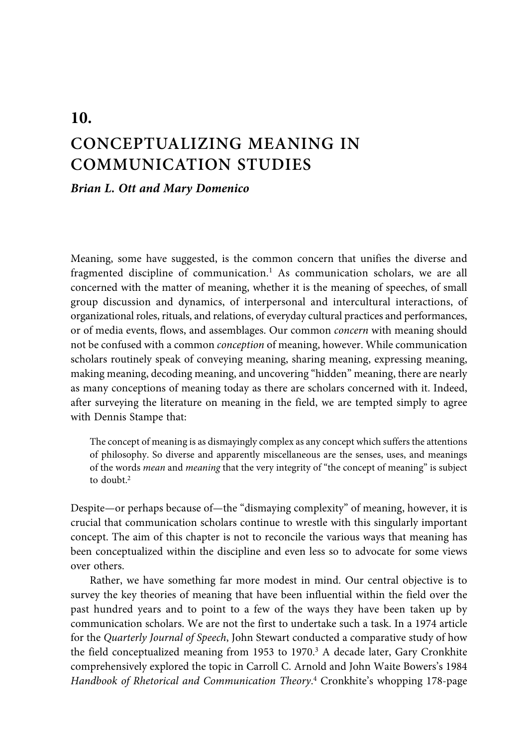# 10. CONCEPTUALIZING MEANING IN COMMUNICATION STUDIES

***Brian L. Ott and Mary Domenico***

Meaning, some have suggested, is the common concern that unifies the diverse and fragmented discipline of communication.[1] As communication scholars, we are all concerned with the matter of meaning, whether it is the meaning of speeches, of small group discussion and dynamics, of interpersonal and intercultural interactions, of organizational roles, rituals, and relations, of everyday cultural practices and performances, or of media events, flows, and assemblages. Our common *concern* with meaning should not be confused with a common *conception* of meaning, however. While communication scholars routinely speak of conveying meaning, sharing meaning, expressing meaning, making meaning, decoding meaning, and uncovering "hidden" meaning, there are nearly as many conceptions of meaning today as there are scholars concerned with it. Indeed, after surveying the literature on meaning in the field, we are tempted simply to agree with Dennis Stampe that:

> The concept of meaning is as dismayingly complex as any concept which suffers the attentions of philosophy. So diverse and apparently miscellaneous are the senses, uses, and meanings of the words *mean* and *meaning* that the very integrity of "the concept of meaning" is subject to doubt.[2]

Despite—or perhaps because of—the "dismaying complexity" of meaning, however, it is crucial that communication scholars continue to wrestle with this singularly important concept. The aim of this chapter is not to reconcile the various ways that meaning has been conceptualized within the discipline and even less so to advocate for some views over others.

Rather, we have something far more modest in mind. Our central objective is to survey the key theories of meaning that have been influential within the field over the past hundred years and to point to a few of the ways they have been taken up by communication scholars. We are not the first to undertake such a task. In a 1974 article for the *Quarterly Journal of Speech*, John Stewart conducted a comparative study of how the field conceptualized meaning from 1953 to 1970.[3] A decade later, Gary Cronkhite comprehensively explored the topic in Carroll C. Arnold and John Waite Bowers's 1984 *Handbook of Rhetorical and Communication Theory*.[4] Cronkhite's whopping 178-page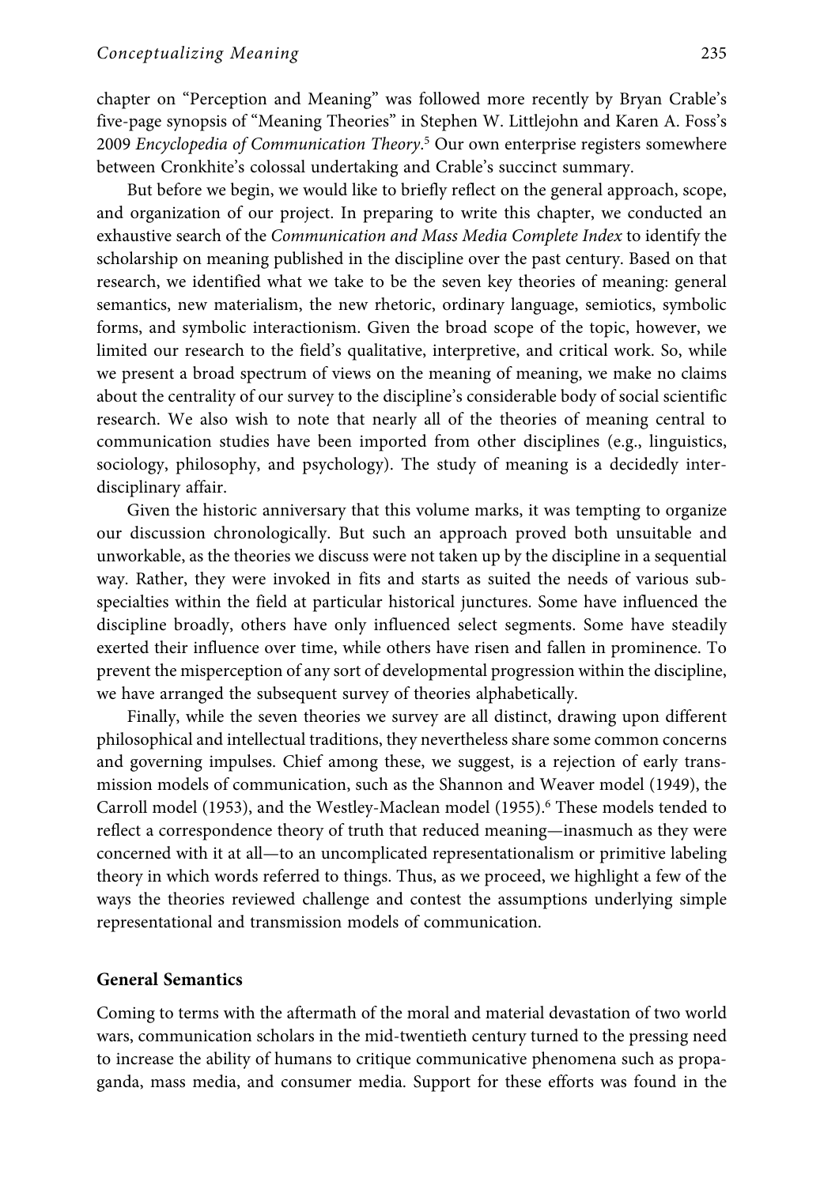chapter on "Perception and Meaning" was followed more recently by Bryan Crable's five-page synopsis of "Meaning Theories" in Stephen W. Littlejohn and Karen A. Foss's 2009 *Encyclopedia of Communication Theory*.[5] Our own enterprise registers somewhere between Cronkhite's colossal undertaking and Crable's succinct summary.

But before we begin, we would like to briefly reflect on the general approach, scope, and organization of our project. In preparing to write this chapter, we conducted an exhaustive search of the *Communication and Mass Media Complete Index* to identify the scholarship on meaning published in the discipline over the past century. Based on that research, we identified what we take to be the seven key theories of meaning: general semantics, new materialism, the new rhetoric, ordinary language, semiotics, symbolic forms, and symbolic interactionism. Given the broad scope of the topic, however, we limited our research to the field's qualitative, interpretive, and critical work. So, while we present a broad spectrum of views on the meaning of meaning, we make no claims about the centrality of our survey to the discipline's considerable body of social scientific research. We also wish to note that nearly all of the theories of meaning central to communication studies have been imported from other disciplines (e.g., linguistics, sociology, philosophy, and psychology). The study of meaning is a decidedly interdisciplinary affair.

Given the historic anniversary that this volume marks, it was tempting to organize our discussion chronologically. But such an approach proved both unsuitable and unworkable, as the theories we discuss were not taken up by the discipline in a sequential way. Rather, they were invoked in fits and starts as suited the needs of various subspecialties within the field at particular historical junctures. Some have influenced the discipline broadly, others have only influenced select segments. Some have steadily exerted their influence over time, while others have risen and fallen in prominence. To prevent the misperception of any sort of developmental progression within the discipline, we have arranged the subsequent survey of theories alphabetically.

Finally, while the seven theories we survey are all distinct, drawing upon different philosophical and intellectual traditions, they nevertheless share some common concerns and governing impulses. Chief among these, we suggest, is a rejection of early transmission models of communication, such as the Shannon and Weaver model (1949), the Carroll model (1953), and the Westley-Maclean model (1955).[6] These models tended to reflect a correspondence theory of truth that reduced meaning—inasmuch as they were concerned with it at all—to an uncomplicated representationalism or primitive labeling theory in which words referred to things. Thus, as we proceed, we highlight a few of the ways the theories reviewed challenge and contest the assumptions underlying simple representational and transmission models of communication.

## General Semantics

Coming to terms with the aftermath of the moral and material devastation of two world wars, communication scholars in the mid-twentieth century turned to the pressing need to increase the ability of humans to critique communicative phenomena such as propaganda, mass media, and consumer media. Support for these efforts was found in the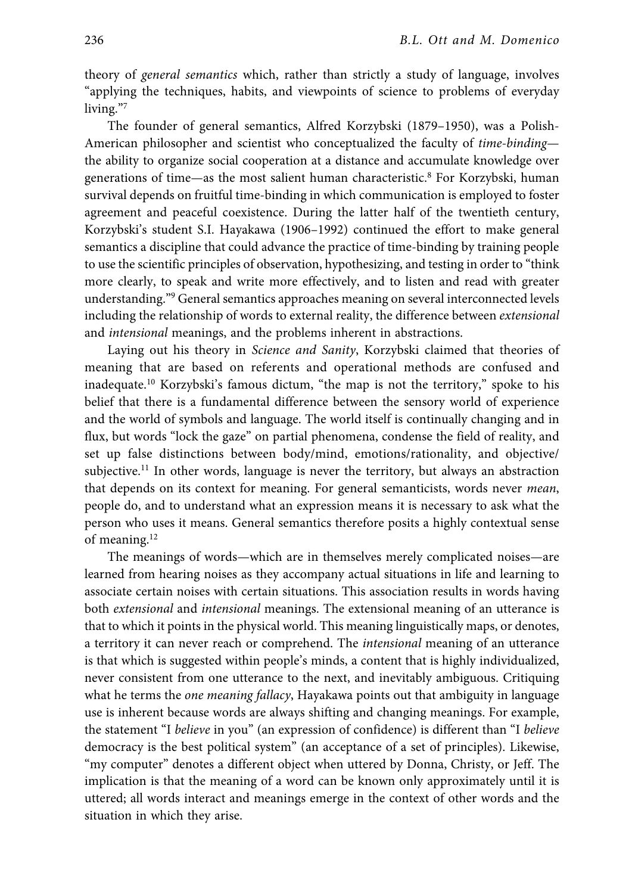theory of *general semantics* which, rather than strictly a study of language, involves "applying the techniques, habits, and viewpoints of science to problems of everyday living."[7]

The founder of general semantics, Alfred Korzybski (1879–1950), was a Polish-American philosopher and scientist who conceptualized the faculty of *time-binding*—the ability to organize social cooperation at a distance and accumulate knowledge over generations of time—as the most salient human characteristic.[8] For Korzybski, human survival depends on fruitful time-binding in which communication is employed to foster agreement and peaceful coexistence. During the latter half of the twentieth century, Korzybski's student S.I. Hayakawa (1906–1992) continued the effort to make general semantics a discipline that could advance the practice of time-binding by training people to use the scientific principles of observation, hypothesizing, and testing in order to "think more clearly, to speak and write more effectively, and to listen and read with greater understanding."[9] General semantics approaches meaning on several interconnected levels including the relationship of words to external reality, the difference between *extensional* and *intensional* meanings, and the problems inherent in abstractions.

Laying out his theory in *Science and Sanity*, Korzybski claimed that theories of meaning that are based on referents and operational methods are confused and inadequate.[10] Korzybski's famous dictum, "the map is not the territory," spoke to his belief that there is a fundamental difference between the sensory world of experience and the world of symbols and language. The world itself is continually changing and in flux, but words "lock the gaze" on partial phenomena, condense the field of reality, and set up false distinctions between body/mind, emotions/rationality, and objective/subjective.[11] In other words, language is never the territory, but always an abstraction that depends on its context for meaning. For general semanticists, words never *mean*, people do, and to understand what an expression means it is necessary to ask what the person who uses it means. General semantics therefore posits a highly contextual sense of meaning.[12]

The meanings of words—which are in themselves merely complicated noises—are learned from hearing noises as they accompany actual situations in life and learning to associate certain noises with certain situations. This association results in words having both *extensional* and *intensional* meanings. The extensional meaning of an utterance is that to which it points in the physical world. This meaning linguistically maps, or denotes, a territory it can never reach or comprehend. The *intensional* meaning of an utterance is that which is suggested within people's minds, a content that is highly individualized, never consistent from one utterance to the next, and inevitably ambiguous. Critiquing what he terms the *one meaning fallacy*, Hayakawa points out that ambiguity in language use is inherent because words are always shifting and changing meanings. For example, the statement "I *believe* in you" (an expression of confidence) is different than "I *believe* democracy is the best political system" (an acceptance of a set of principles). Likewise, "my computer" denotes a different object when uttered by Donna, Christy, or Jeff. The implication is that the meaning of a word can be known only approximately until it is uttered; all words interact and meanings emerge in the context of other words and the situation in which they arise.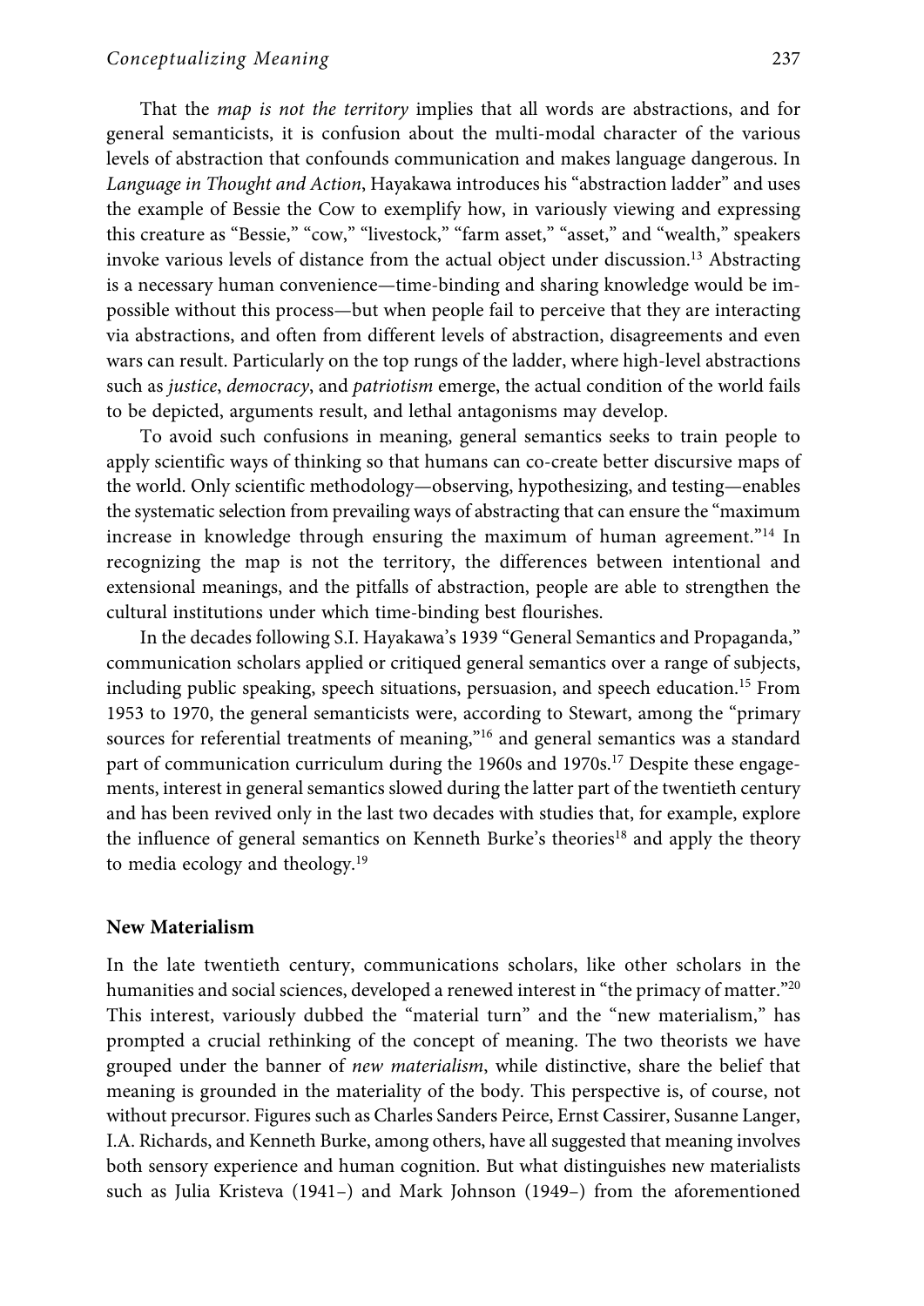That the *map is not the territory* implies that all words are abstractions, and for general semanticists, it is confusion about the multi-modal character of the various levels of abstraction that confounds communication and makes language dangerous. In *Language in Thought and Action*, Hayakawa introduces his "abstraction ladder" and uses the example of Bessie the Cow to exemplify how, in variously viewing and expressing this creature as "Bessie," "cow," "livestock," "farm asset," "asset," and "wealth," speakers invoke various levels of distance from the actual object under discussion.[13] Abstracting is a necessary human convenience—time-binding and sharing knowledge would be impossible without this process—but when people fail to perceive that they are interacting via abstractions, and often from different levels of abstraction, disagreements and even wars can result. Particularly on the top rungs of the ladder, where high-level abstractions such as *justice*, *democracy*, and *patriotism* emerge, the actual condition of the world fails to be depicted, arguments result, and lethal antagonisms may develop.

To avoid such confusions in meaning, general semantics seeks to train people to apply scientific ways of thinking so that humans can co-create better discursive maps of the world. Only scientific methodology—observing, hypothesizing, and testing—enables the systematic selection from prevailing ways of abstracting that can ensure the "maximum increase in knowledge through ensuring the maximum of human agreement."[14] In recognizing the map is not the territory, the differences between intentional and extensional meanings, and the pitfalls of abstraction, people are able to strengthen the cultural institutions under which time-binding best flourishes.

In the decades following S.I. Hayakawa's 1939 "General Semantics and Propaganda," communication scholars applied or critiqued general semantics over a range of subjects, including public speaking, speech situations, persuasion, and speech education.[15] From 1953 to 1970, the general semanticists were, according to Stewart, among the "primary sources for referential treatments of meaning,"[16] and general semantics was a standard part of communication curriculum during the 1960s and 1970s.[17] Despite these engagements, interest in general semantics slowed during the latter part of the twentieth century and has been revived only in the last two decades with studies that, for example, explore the influence of general semantics on Kenneth Burke's theories[18] and apply the theory to media ecology and theology.[19]

## New Materialism

In the late twentieth century, communications scholars, like other scholars in the humanities and social sciences, developed a renewed interest in "the primacy of matter."[20] This interest, variously dubbed the "material turn" and the "new materialism," has prompted a crucial rethinking of the concept of meaning. The two theorists we have grouped under the banner of *new materialism*, while distinctive, share the belief that meaning is grounded in the materiality of the body. This perspective is, of course, not without precursor. Figures such as Charles Sanders Peirce, Ernst Cassirer, Susanne Langer, I.A. Richards, and Kenneth Burke, among others, have all suggested that meaning involves both sensory experience and human cognition. But what distinguishes new materialists such as Julia Kristeva (1941–) and Mark Johnson (1949–) from the aforementioned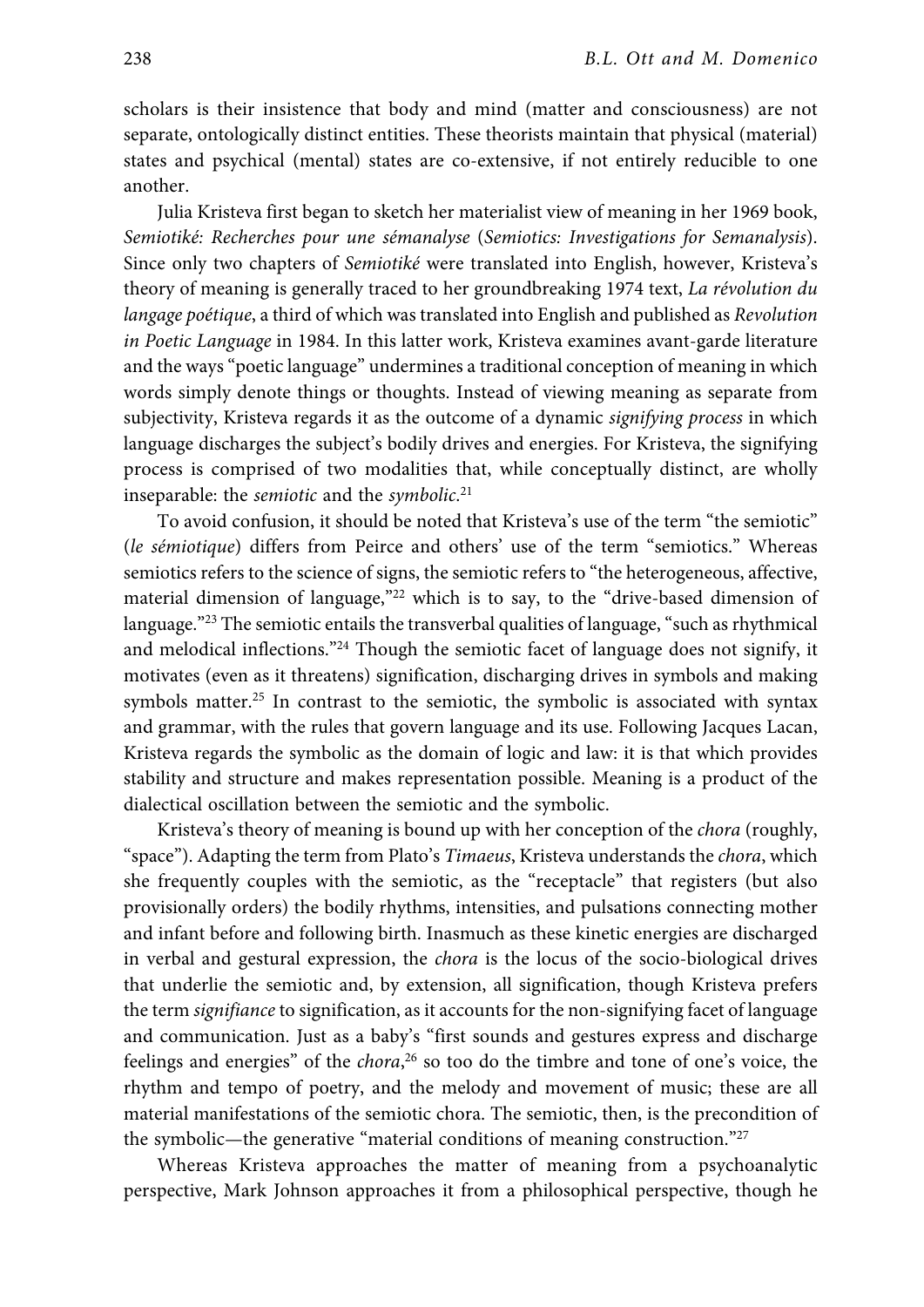scholars is their insistence that body and mind (matter and consciousness) are not separate, ontologically distinct entities. These theorists maintain that physical (material) states and psychical (mental) states are co-extensive, if not entirely reducible to one another.

Julia Kristeva first began to sketch her materialist view of meaning in her 1969 book, *Semiotiké: Recherches pour une sémanalyse* (*Semiotics: Investigations for Semanalysis*). Since only two chapters of *Semiotiké* were translated into English, however, Kristeva's theory of meaning is generally traced to her groundbreaking 1974 text, *La révolution du langage poétique*, a third of which was translated into English and published as *Revolution in Poetic Language* in 1984. In this latter work, Kristeva examines avant-garde literature and the ways "poetic language" undermines a traditional conception of meaning in which words simply denote things or thoughts. Instead of viewing meaning as separate from subjectivity, Kristeva regards it as the outcome of a dynamic *signifying process* in which language discharges the subject's bodily drives and energies. For Kristeva, the signifying process is comprised of two modalities that, while conceptually distinct, are wholly inseparable: the *semiotic* and the *symbolic*.[21]

To avoid confusion, it should be noted that Kristeva's use of the term "the semiotic" (*le sémiotique*) differs from Peirce and others' use of the term "semiotics." Whereas semiotics refers to the science of signs, the semiotic refers to "the heterogeneous, affective, material dimension of language,"[22] which is to say, to the "drive-based dimension of language."[23] The semiotic entails the transverbal qualities of language, "such as rhythmical and melodical inflections."[24] Though the semiotic facet of language does not signify, it motivates (even as it threatens) signification, discharging drives in symbols and making symbols matter.[25] In contrast to the semiotic, the symbolic is associated with syntax and grammar, with the rules that govern language and its use. Following Jacques Lacan, Kristeva regards the symbolic as the domain of logic and law: it is that which provides stability and structure and makes representation possible. Meaning is a product of the dialectical oscillation between the semiotic and the symbolic.

Kristeva's theory of meaning is bound up with her conception of the *chora* (roughly, "space"). Adapting the term from Plato's *Timaeus*, Kristeva understands the *chora*, which she frequently couples with the semiotic, as the "receptacle" that registers (but also provisionally orders) the bodily rhythms, intensities, and pulsations connecting mother and infant before and following birth. Inasmuch as these kinetic energies are discharged in verbal and gestural expression, the *chora* is the locus of the socio-biological drives that underlie the semiotic and, by extension, all signification, though Kristeva prefers the term *signifiance* to signification, as it accounts for the non-signifying facet of language and communication. Just as a baby's "first sounds and gestures express and discharge feelings and energies" of the *chora*,[26] so too do the timbre and tone of one's voice, the rhythm and tempo of poetry, and the melody and movement of music; these are all material manifestations of the semiotic chora. The semiotic, then, is the precondition of the symbolic—the generative "material conditions of meaning construction."[27]

Whereas Kristeva approaches the matter of meaning from a psychoanalytic perspective, Mark Johnson approaches it from a philosophical perspective, though he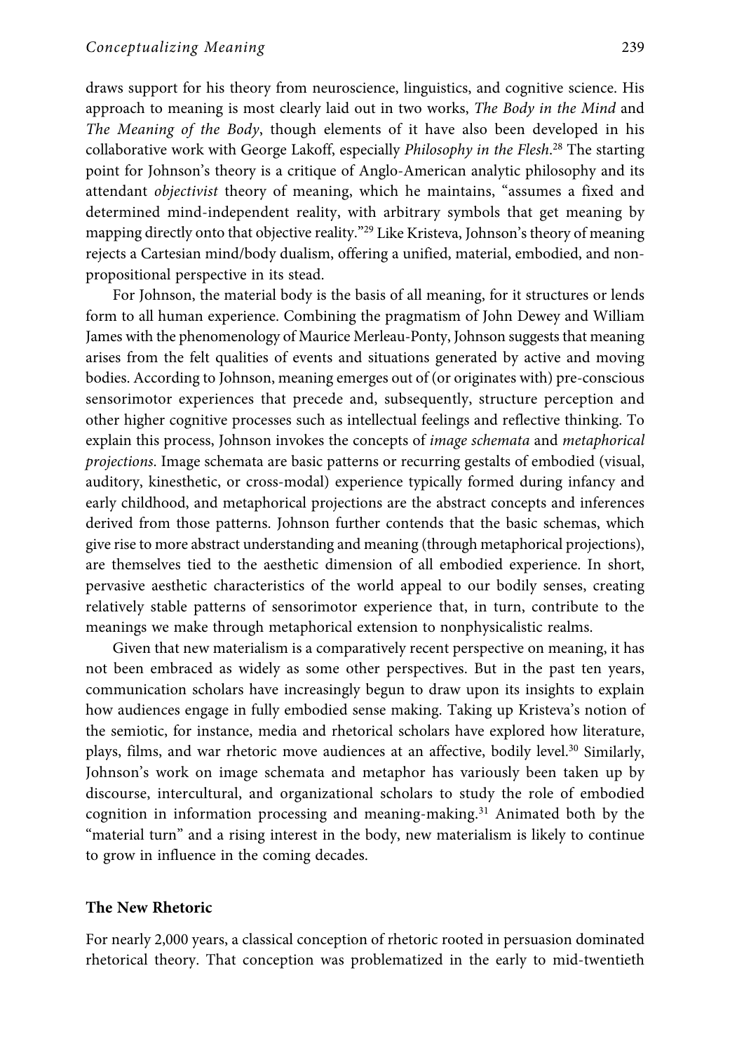draws support for his theory from neuroscience, linguistics, and cognitive science. His approach to meaning is most clearly laid out in two works, *The Body in the Mind* and *The Meaning of the Body*, though elements of it have also been developed in his collaborative work with George Lakoff, especially *Philosophy in the Flesh*.[28] The starting point for Johnson's theory is a critique of Anglo-American analytic philosophy and its attendant *objectivist* theory of meaning, which he maintains, "assumes a fixed and determined mind-independent reality, with arbitrary symbols that get meaning by mapping directly onto that objective reality."[29] Like Kristeva, Johnson's theory of meaning rejects a Cartesian mind/body dualism, offering a unified, material, embodied, and non-propositional perspective in its stead.

For Johnson, the material body is the basis of all meaning, for it structures or lends form to all human experience. Combining the pragmatism of John Dewey and William James with the phenomenology of Maurice Merleau-Ponty, Johnson suggests that meaning arises from the felt qualities of events and situations generated by active and moving bodies. According to Johnson, meaning emerges out of (or originates with) pre-conscious sensorimotor experiences that precede and, subsequently, structure perception and other higher cognitive processes such as intellectual feelings and reflective thinking. To explain this process, Johnson invokes the concepts of *image schemata* and *metaphorical projections*. Image schemata are basic patterns or recurring gestalts of embodied (visual, auditory, kinesthetic, or cross-modal) experience typically formed during infancy and early childhood, and metaphorical projections are the abstract concepts and inferences derived from those patterns. Johnson further contends that the basic schemas, which give rise to more abstract understanding and meaning (through metaphorical projections), are themselves tied to the aesthetic dimension of all embodied experience. In short, pervasive aesthetic characteristics of the world appeal to our bodily senses, creating relatively stable patterns of sensorimotor experience that, in turn, contribute to the meanings we make through metaphorical extension to nonphysicalistic realms.

Given that new materialism is a comparatively recent perspective on meaning, it has not been embraced as widely as some other perspectives. But in the past ten years, communication scholars have increasingly begun to draw upon its insights to explain how audiences engage in fully embodied sense making. Taking up Kristeva's notion of the semiotic, for instance, media and rhetorical scholars have explored how literature, plays, films, and war rhetoric move audiences at an affective, bodily level.[30] Similarly, Johnson's work on image schemata and metaphor has variously been taken up by discourse, intercultural, and organizational scholars to study the role of embodied cognition in information processing and meaning-making.[31] Animated both by the "material turn" and a rising interest in the body, new materialism is likely to continue to grow in influence in the coming decades.

### The New Rhetoric

For nearly 2,000 years, a classical conception of rhetoric rooted in persuasion dominated rhetorical theory. That conception was problematized in the early to mid-twentieth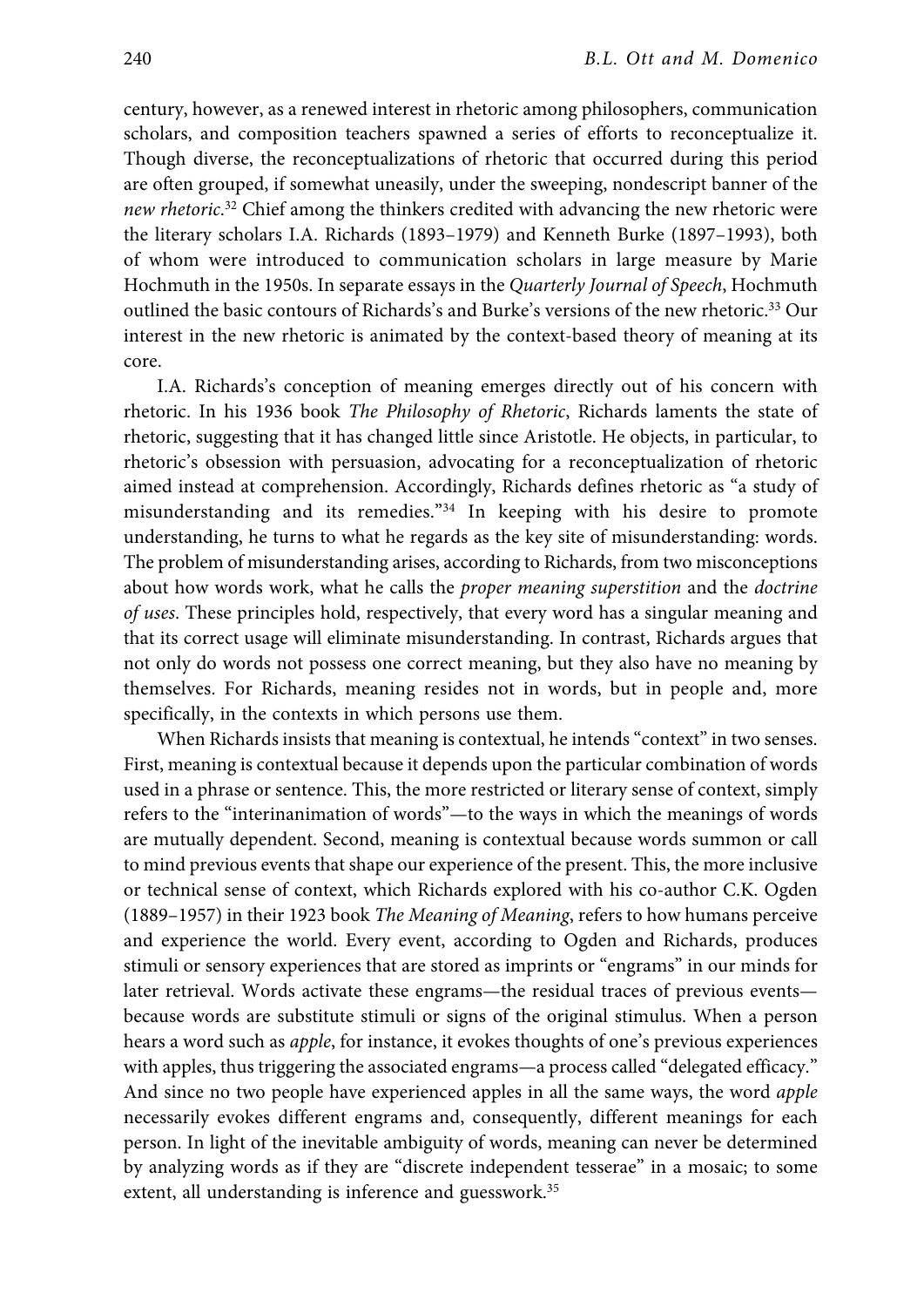century, however, as a renewed interest in rhetoric among philosophers, communication scholars, and composition teachers spawned a series of efforts to reconceptualize it. Though diverse, the reconceptualizations of rhetoric that occurred during this period are often grouped, if somewhat uneasily, under the sweeping, nondescript banner of the *new rhetoric*.[32] Chief among the thinkers credited with advancing the new rhetoric were the literary scholars I.A. Richards (1893–1979) and Kenneth Burke (1897–1993), both of whom were introduced to communication scholars in large measure by Marie Hochmuth in the 1950s. In separate essays in the *Quarterly Journal of Speech*, Hochmuth outlined the basic contours of Richards's and Burke's versions of the new rhetoric.[33] Our interest in the new rhetoric is animated by the context-based theory of meaning at its core.

I.A. Richards's conception of meaning emerges directly out of his concern with rhetoric. In his 1936 book *The Philosophy of Rhetoric*, Richards laments the state of rhetoric, suggesting that it has changed little since Aristotle. He objects, in particular, to rhetoric's obsession with persuasion, advocating for a reconceptualization of rhetoric aimed instead at comprehension. Accordingly, Richards defines rhetoric as "a study of misunderstanding and its remedies."[34] In keeping with his desire to promote understanding, he turns to what he regards as the key site of misunderstanding: words. The problem of misunderstanding arises, according to Richards, from two misconceptions about how words work, what he calls the *proper meaning superstition* and the *doctrine of uses*. These principles hold, respectively, that every word has a singular meaning and that its correct usage will eliminate misunderstanding. In contrast, Richards argues that not only do words not possess one correct meaning, but they also have no meaning by themselves. For Richards, meaning resides not in words, but in people and, more specifically, in the contexts in which persons use them.

When Richards insists that meaning is contextual, he intends "context" in two senses. First, meaning is contextual because it depends upon the particular combination of words used in a phrase or sentence. This, the more restricted or literary sense of context, simply refers to the "interinanimation of words"—to the ways in which the meanings of words are mutually dependent. Second, meaning is contextual because words summon or call to mind previous events that shape our experience of the present. This, the more inclusive or technical sense of context, which Richards explored with his co-author C.K. Ogden (1889–1957) in their 1923 book *The Meaning of Meaning*, refers to how humans perceive and experience the world. Every event, according to Ogden and Richards, produces stimuli or sensory experiences that are stored as imprints or "engrams" in our minds for later retrieval. Words activate these engrams—the residual traces of previous events—because words are substitute stimuli or signs of the original stimulus. When a person hears a word such as *apple*, for instance, it evokes thoughts of one's previous experiences with apples, thus triggering the associated engrams—a process called "delegated efficacy." And since no two people have experienced apples in all the same ways, the word *apple* necessarily evokes different engrams and, consequently, different meanings for each person. In light of the inevitable ambiguity of words, meaning can never be determined by analyzing words as if they are "discrete independent tesserae" in a mosaic; to some extent, all understanding is inference and guesswork.[35]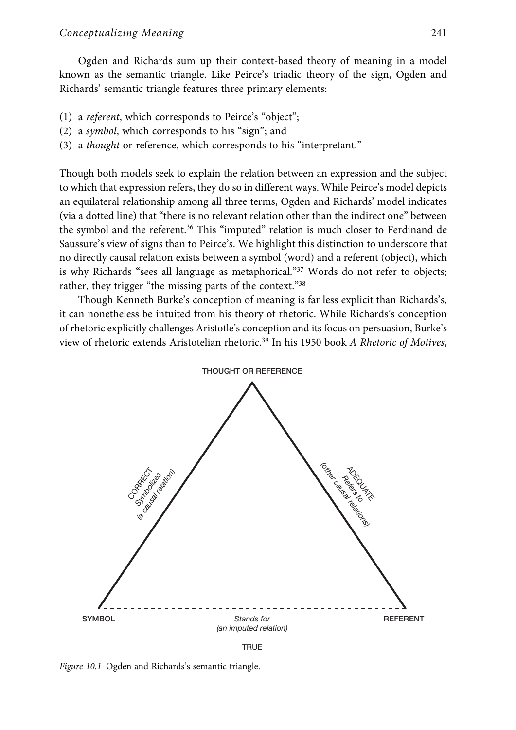Ogden and Richards sum up their context-based theory of meaning in a model known as the semantic triangle. Like Peirce's triadic theory of the sign, Ogden and Richards' semantic triangle features three primary elements:

(1) a *referent*, which corresponds to Peirce's "object";
(2) a *symbol*, which corresponds to his "sign"; and
(3) a *thought* or reference, which corresponds to his "interpretant."

Though both models seek to explain the relation between an expression and the subject to which that expression refers, they do so in different ways. While Peirce's model depicts an equilateral relationship among all three terms, Ogden and Richards' model indicates (via a dotted line) that "there is no relevant relation other than the indirect one" between the symbol and the referent.[36] This "imputed" relation is much closer to Ferdinand de Saussure's view of signs than to Peirce's. We highlight this distinction to underscore that no directly causal relation exists between a symbol (word) and a referent (object), which is why Richards "sees all language as metaphorical."[37] Words do not refer to objects; rather, they trigger "the missing parts of the context."[38]

Though Kenneth Burke's conception of meaning is far less explicit than Richards's, it can nonetheless be intuited from his theory of rhetoric. While Richards's conception of rhetoric explicitly challenges Aristotle's conception and its focus on persuasion, Burke's view of rhetoric extends Aristotelian rhetoric.[39] In his 1950 book *A Rhetoric of Motives*,

THOUGHT OR REFERENCE

CORRECT
*Symbolizes*
*(a causal relation)*

ADEQUATE
*Refers to*
*(other causal relations)*

SYMBOL

*Stands for*
*(an imputed relation)*

REFERENT

TRUE

*Figure 10.1* Ogden and Richards's semantic triangle.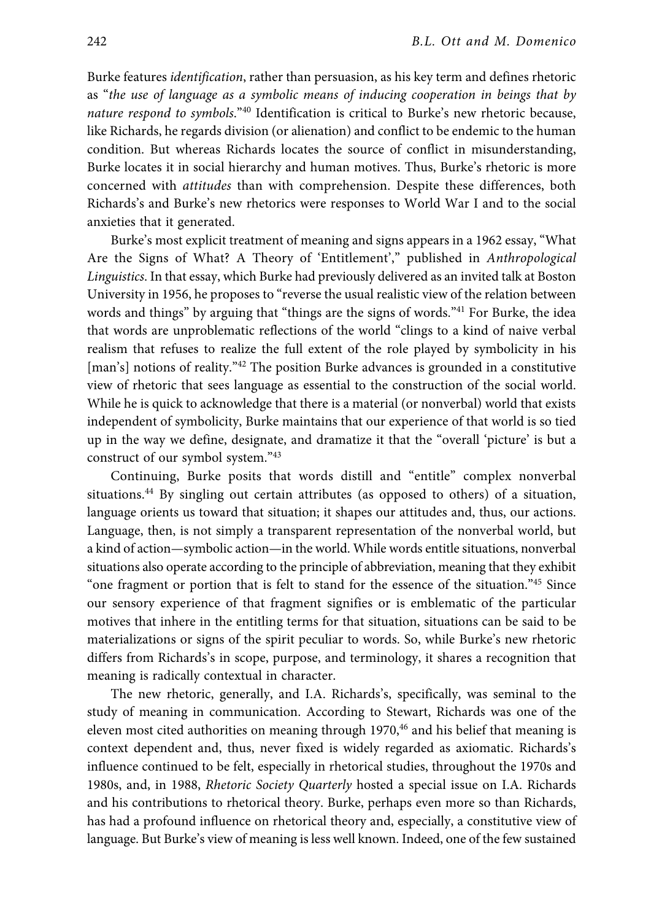Burke features *identification*, rather than persuasion, as his key term and defines rhetoric as "*the use of language as a symbolic means of inducing cooperation in beings that by nature respond to symbols*."[40] Identification is critical to Burke's new rhetoric because, like Richards, he regards division (or alienation) and conflict to be endemic to the human condition. But whereas Richards locates the source of conflict in misunderstanding, Burke locates it in social hierarchy and human motives. Thus, Burke's rhetoric is more concerned with *attitudes* than with comprehension. Despite these differences, both Richards's and Burke's new rhetorics were responses to World War I and to the social anxieties that it generated.

Burke's most explicit treatment of meaning and signs appears in a 1962 essay, "What Are the Signs of What? A Theory of 'Entitlement'," published in *Anthropological Linguistics*. In that essay, which Burke had previously delivered as an invited talk at Boston University in 1956, he proposes to "reverse the usual realistic view of the relation between words and things" by arguing that "things are the signs of words."[41] For Burke, the idea that words are unproblematic reflections of the world "clings to a kind of naive verbal realism that refuses to realize the full extent of the role played by symbolicity in his [man's] notions of reality."[42] The position Burke advances is grounded in a constitutive view of rhetoric that sees language as essential to the construction of the social world. While he is quick to acknowledge that there is a material (or nonverbal) world that exists independent of symbolicity, Burke maintains that our experience of that world is so tied up in the way we define, designate, and dramatize it that the "overall 'picture' is but a construct of our symbol system."[43]

Continuing, Burke posits that words distill and "entitle" complex nonverbal situations.[44] By singling out certain attributes (as opposed to others) of a situation, language orients us toward that situation; it shapes our attitudes and, thus, our actions. Language, then, is not simply a transparent representation of the nonverbal world, but a kind of action—symbolic action—in the world. While words entitle situations, nonverbal situations also operate according to the principle of abbreviation, meaning that they exhibit "one fragment or portion that is felt to stand for the essence of the situation."[45] Since our sensory experience of that fragment signifies or is emblematic of the particular motives that inhere in the entitling terms for that situation, situations can be said to be materializations or signs of the spirit peculiar to words. So, while Burke's new rhetoric differs from Richards's in scope, purpose, and terminology, it shares a recognition that meaning is radically contextual in character.

The new rhetoric, generally, and I.A. Richards's, specifically, was seminal to the study of meaning in communication. According to Stewart, Richards was one of the eleven most cited authorities on meaning through 1970,[46] and his belief that meaning is context dependent and, thus, never fixed is widely regarded as axiomatic. Richards's influence continued to be felt, especially in rhetorical studies, throughout the 1970s and 1980s, and, in 1988, *Rhetoric Society Quarterly* hosted a special issue on I.A. Richards and his contributions to rhetorical theory. Burke, perhaps even more so than Richards, has had a profound influence on rhetorical theory and, especially, a constitutive view of language. But Burke's view of meaning is less well known. Indeed, one of the few sustained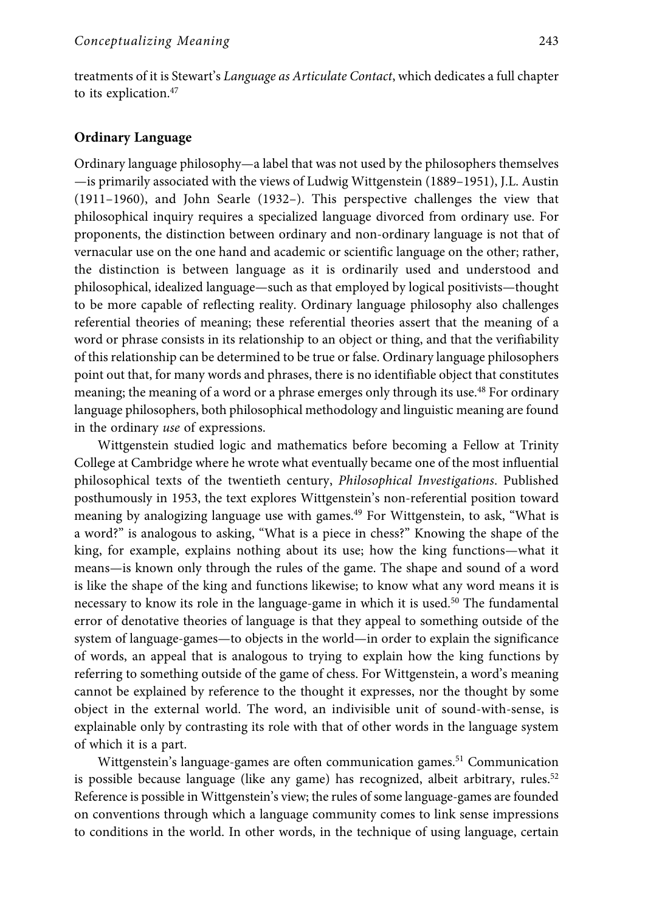treatments of it is Stewart's *Language as Articulate Contact*, which dedicates a full chapter to its explication.[47]

## Ordinary Language

Ordinary language philosophy—a label that was not used by the philosophers themselves—is primarily associated with the views of Ludwig Wittgenstein (1889–1951), J.L. Austin (1911–1960), and John Searle (1932–). This perspective challenges the view that philosophical inquiry requires a specialized language divorced from ordinary use. For proponents, the distinction between ordinary and non-ordinary language is not that of vernacular use on the one hand and academic or scientific language on the other; rather, the distinction is between language as it is ordinarily used and understood and philosophical, idealized language—such as that employed by logical positivists—thought to be more capable of reflecting reality. Ordinary language philosophy also challenges referential theories of meaning; these referential theories assert that the meaning of a word or phrase consists in its relationship to an object or thing, and that the verifiability of this relationship can be determined to be true or false. Ordinary language philosophers point out that, for many words and phrases, there is no identifiable object that constitutes meaning; the meaning of a word or a phrase emerges only through its use.[48] For ordinary language philosophers, both philosophical methodology and linguistic meaning are found in the ordinary *use* of expressions.

Wittgenstein studied logic and mathematics before becoming a Fellow at Trinity College at Cambridge where he wrote what eventually became one of the most influential philosophical texts of the twentieth century, *Philosophical Investigations*. Published posthumously in 1953, the text explores Wittgenstein's non-referential position toward meaning by analogizing language use with games.[49] For Wittgenstein, to ask, "What is a word?" is analogous to asking, "What is a piece in chess?" Knowing the shape of the king, for example, explains nothing about its use; how the king functions—what it means—is known only through the rules of the game. The shape and sound of a word is like the shape of the king and functions likewise; to know what any word means it is necessary to know its role in the language-game in which it is used.[50] The fundamental error of denotative theories of language is that they appeal to something outside of the system of language-games—to objects in the world—in order to explain the significance of words, an appeal that is analogous to trying to explain how the king functions by referring to something outside of the game of chess. For Wittgenstein, a word's meaning cannot be explained by reference to the thought it expresses, nor the thought by some object in the external world. The word, an indivisible unit of sound-with-sense, is explainable only by contrasting its role with that of other words in the language system of which it is a part.

Wittgenstein's language-games are often communication games.[51] Communication is possible because language (like any game) has recognized, albeit arbitrary, rules.[52] Reference is possible in Wittgenstein's view; the rules of some language-games are founded on conventions through which a language community comes to link sense impressions to conditions in the world. In other words, in the technique of using language, certain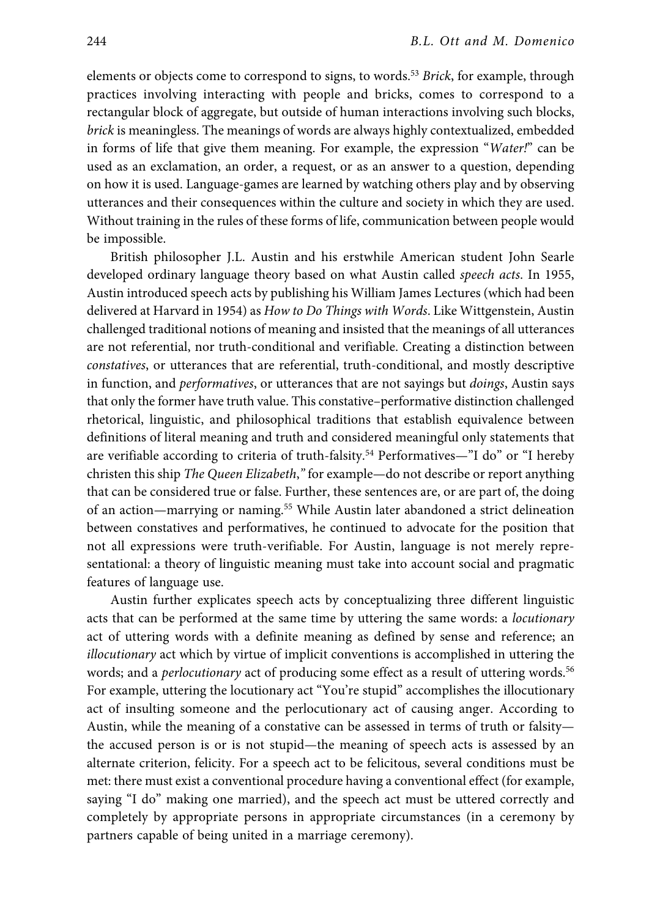elements or objects come to correspond to signs, to words.[53] *Brick*, for example, through practices involving interacting with people and bricks, comes to correspond to a rectangular block of aggregate, but outside of human interactions involving such blocks, *brick* is meaningless. The meanings of words are always highly contextualized, embedded in forms of life that give them meaning. For example, the expression "*Water!*" can be used as an exclamation, an order, a request, or as an answer to a question, depending on how it is used. Language-games are learned by watching others play and by observing utterances and their consequences within the culture and society in which they are used. Without training in the rules of these forms of life, communication between people would be impossible.

British philosopher J.L. Austin and his erstwhile American student John Searle developed ordinary language theory based on what Austin called *speech acts*. In 1955, Austin introduced speech acts by publishing his William James Lectures (which had been delivered at Harvard in 1954) as *How to Do Things with Words*. Like Wittgenstein, Austin challenged traditional notions of meaning and insisted that the meanings of all utterances are not referential, nor truth-conditional and verifiable. Creating a distinction between *constatives*, or utterances that are referential, truth-conditional, and mostly descriptive in function, and *performatives*, or utterances that are not sayings but *doings*, Austin says that only the former have truth value. This constative–performative distinction challenged rhetorical, linguistic, and philosophical traditions that establish equivalence between definitions of literal meaning and truth and considered meaningful only statements that are verifiable according to criteria of truth-falsity.[54] Performatives—"I do" or "I hereby christen this ship *The Queen Elizabeth*," for example—do not describe or report anything that can be considered true or false. Further, these sentences are, or are part of, the doing of an action—marrying or naming.[55] While Austin later abandoned a strict delineation between constatives and performatives, he continued to advocate for the position that not all expressions were truth-verifiable. For Austin, language is not merely representational: a theory of linguistic meaning must take into account social and pragmatic features of language use.

Austin further explicates speech acts by conceptualizing three different linguistic acts that can be performed at the same time by uttering the same words: a *locutionary* act of uttering words with a definite meaning as defined by sense and reference; an *illocutionary* act which by virtue of implicit conventions is accomplished in uttering the words; and a *perlocutionary* act of producing some effect as a result of uttering words.[56] For example, uttering the locutionary act "You're stupid" accomplishes the illocutionary act of insulting someone and the perlocutionary act of causing anger. According to Austin, while the meaning of a constative can be assessed in terms of truth or falsity—the accused person is or is not stupid—the meaning of speech acts is assessed by an alternate criterion, felicity. For a speech act to be felicitous, several conditions must be met: there must exist a conventional procedure having a conventional effect (for example, saying "I do" making one married), and the speech act must be uttered correctly and completely by appropriate persons in appropriate circumstances (in a ceremony by partners capable of being united in a marriage ceremony).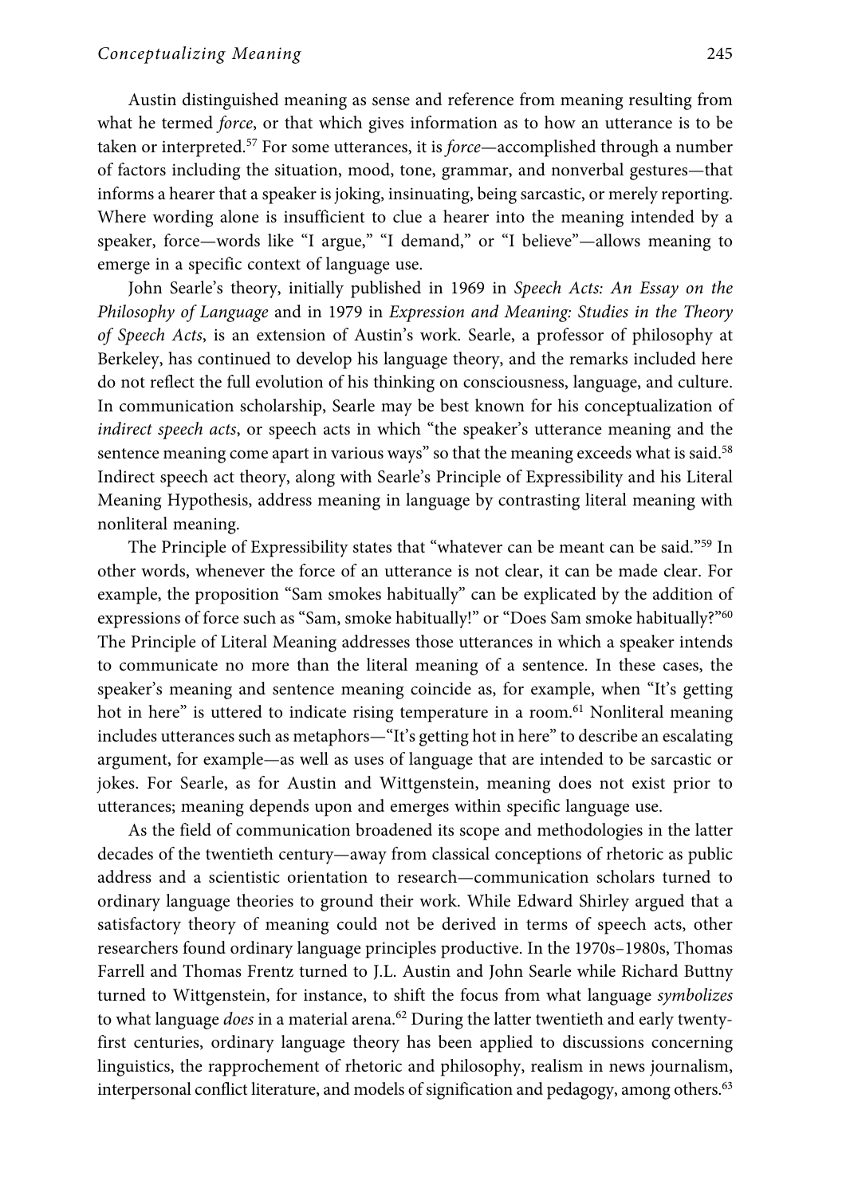Austin distinguished meaning as sense and reference from meaning resulting from what he termed *force*, or that which gives information as to how an utterance is to be taken or interpreted.[57] For some utterances, it is *force*—accomplished through a number of factors including the situation, mood, tone, grammar, and nonverbal gestures—that informs a hearer that a speaker is joking, insinuating, being sarcastic, or merely reporting. Where wording alone is insufficient to clue a hearer into the meaning intended by a speaker, force—words like "I argue," "I demand," or "I believe"—allows meaning to emerge in a specific context of language use.

John Searle's theory, initially published in 1969 in *Speech Acts: An Essay on the Philosophy of Language* and in 1979 in *Expression and Meaning: Studies in the Theory of Speech Acts*, is an extension of Austin's work. Searle, a professor of philosophy at Berkeley, has continued to develop his language theory, and the remarks included here do not reflect the full evolution of his thinking on consciousness, language, and culture. In communication scholarship, Searle may be best known for his conceptualization of *indirect speech acts*, or speech acts in which "the speaker's utterance meaning and the sentence meaning come apart in various ways" so that the meaning exceeds what is said.[58] Indirect speech act theory, along with Searle's Principle of Expressibility and his Literal Meaning Hypothesis, address meaning in language by contrasting literal meaning with nonliteral meaning.

The Principle of Expressibility states that "whatever can be meant can be said."[59] In other words, whenever the force of an utterance is not clear, it can be made clear. For example, the proposition "Sam smokes habitually" can be explicated by the addition of expressions of force such as "Sam, smoke habitually!" or "Does Sam smoke habitually?"[60] The Principle of Literal Meaning addresses those utterances in which a speaker intends to communicate no more than the literal meaning of a sentence. In these cases, the speaker's meaning and sentence meaning coincide as, for example, when "It's getting hot in here" is uttered to indicate rising temperature in a room.[61] Nonliteral meaning includes utterances such as metaphors—"It's getting hot in here" to describe an escalating argument, for example—as well as uses of language that are intended to be sarcastic or jokes. For Searle, as for Austin and Wittgenstein, meaning does not exist prior to utterances; meaning depends upon and emerges within specific language use.

As the field of communication broadened its scope and methodologies in the latter decades of the twentieth century—away from classical conceptions of rhetoric as public address and a scientistic orientation to research—communication scholars turned to ordinary language theories to ground their work. While Edward Shirley argued that a satisfactory theory of meaning could not be derived in terms of speech acts, other researchers found ordinary language principles productive. In the 1970s–1980s, Thomas Farrell and Thomas Frentz turned to J.L. Austin and John Searle while Richard Buttny turned to Wittgenstein, for instance, to shift the focus from what language *symbolizes* to what language *does* in a material arena.[62] During the latter twentieth and early twenty-first centuries, ordinary language theory has been applied to discussions concerning linguistics, the rapprochement of rhetoric and philosophy, realism in news journalism, interpersonal conflict literature, and models of signification and pedagogy, among others.[63]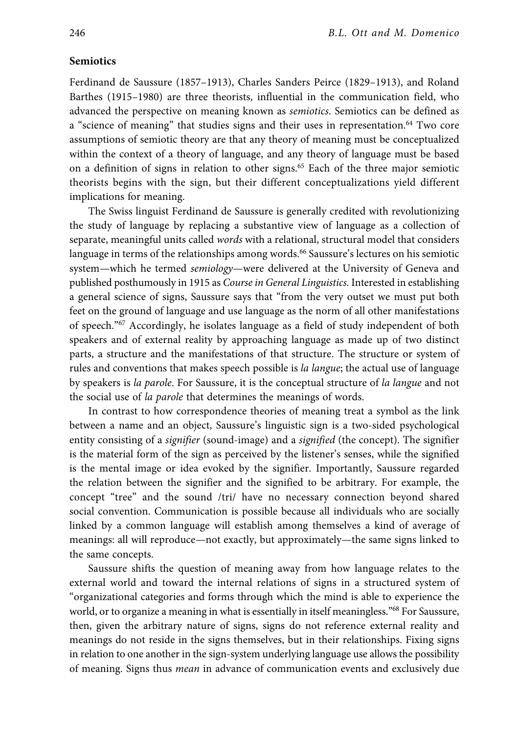## Semiotics

Ferdinand de Saussure (1857–1913), Charles Sanders Peirce (1829–1913), and Roland Barthes (1915–1980) are three theorists, influential in the communication field, who advanced the perspective on meaning known as *semiotics*. Semiotics can be defined as a "science of meaning" that studies signs and their uses in representation.[64] Two core assumptions of semiotic theory are that any theory of meaning must be conceptualized within the context of a theory of language, and any theory of language must be based on a definition of signs in relation to other signs.[65] Each of the three major semiotic theorists begins with the sign, but their different conceptualizations yield different implications for meaning.

The Swiss linguist Ferdinand de Saussure is generally credited with revolutionizing the study of language by replacing a substantive view of language as a collection of separate, meaningful units called *words* with a relational, structural model that considers language in terms of the relationships among words.[66] Saussure's lectures on his semiotic system—which he termed *semiology*—were delivered at the University of Geneva and published posthumously in 1915 as *Course in General Linguistics*. Interested in establishing a general science of signs, Saussure says that "from the very outset we must put both feet on the ground of language and use language as the norm of all other manifestations of speech."[67] Accordingly, he isolates language as a field of study independent of both speakers and of external reality by approaching language as made up of two distinct parts, a structure and the manifestations of that structure. The structure or system of rules and conventions that makes speech possible is *la langue*; the actual use of language by speakers is *la parole*. For Saussure, it is the conceptual structure of *la langue* and not the social use of *la parole* that determines the meanings of words.

In contrast to how correspondence theories of meaning treat a symbol as the link between a name and an object, Saussure's linguistic sign is a two-sided psychological entity consisting of a *signifier* (sound-image) and a *signified* (the concept). The signifier is the material form of the sign as perceived by the listener's senses, while the signified is the mental image or idea evoked by the signifier. Importantly, Saussure regarded the relation between the signifier and the signified to be arbitrary. For example, the concept "tree" and the sound /tri/ have no necessary connection beyond shared social convention. Communication is possible because all individuals who are socially linked by a common language will establish among themselves a kind of average of meanings: all will reproduce—not exactly, but approximately—the same signs linked to the same concepts.

Saussure shifts the question of meaning away from how language relates to the external world and toward the internal relations of signs in a structured system of "organizational categories and forms through which the mind is able to experience the world, or to organize a meaning in what is essentially in itself meaningless."[68] For Saussure, then, given the arbitrary nature of signs, signs do not reference external reality and meanings do not reside in the signs themselves, but in their relationships. Fixing signs in relation to one another in the sign-system underlying language use allows the possibility of meaning. Signs thus *mean* in advance of communication events and exclusively due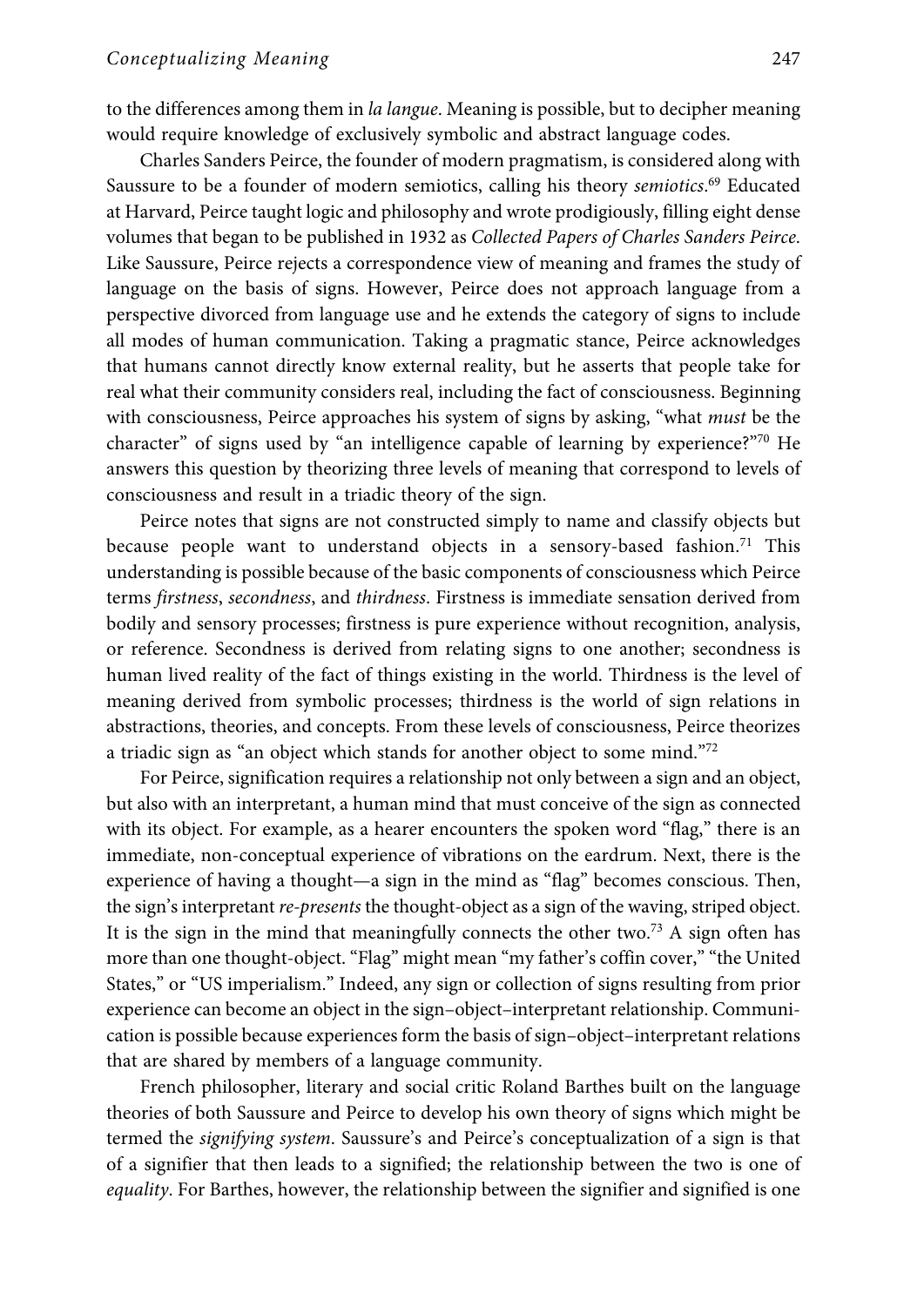to the differences among them in *la langue*. Meaning is possible, but to decipher meaning would require knowledge of exclusively symbolic and abstract language codes.

Charles Sanders Peirce, the founder of modern pragmatism, is considered along with Saussure to be a founder of modern semiotics, calling his theory *semiotics*.[69] Educated at Harvard, Peirce taught logic and philosophy and wrote prodigiously, filling eight dense volumes that began to be published in 1932 as *Collected Papers of Charles Sanders Peirce.* Like Saussure, Peirce rejects a correspondence view of meaning and frames the study of language on the basis of signs. However, Peirce does not approach language from a perspective divorced from language use and he extends the category of signs to include all modes of human communication. Taking a pragmatic stance, Peirce acknowledges that humans cannot directly know external reality, but he asserts that people take for real what their community considers real, including the fact of consciousness. Beginning with consciousness, Peirce approaches his system of signs by asking, "what *must* be the character" of signs used by "an intelligence capable of learning by experience?"[70] He answers this question by theorizing three levels of meaning that correspond to levels of consciousness and result in a triadic theory of the sign.

Peirce notes that signs are not constructed simply to name and classify objects but because people want to understand objects in a sensory-based fashion.[71] This understanding is possible because of the basic components of consciousness which Peirce terms *firstness*, *secondness*, and *thirdness*. Firstness is immediate sensation derived from bodily and sensory processes; firstness is pure experience without recognition, analysis, or reference. Secondness is derived from relating signs to one another; secondness is human lived reality of the fact of things existing in the world. Thirdness is the level of meaning derived from symbolic processes; thirdness is the world of sign relations in abstractions, theories, and concepts. From these levels of consciousness, Peirce theorizes a triadic sign as "an object which stands for another object to some mind."[72]

For Peirce, signification requires a relationship not only between a sign and an object, but also with an interpretant, a human mind that must conceive of the sign as connected with its object. For example, as a hearer encounters the spoken word "flag," there is an immediate, non-conceptual experience of vibrations on the eardrum. Next, there is the experience of having a thought—a sign in the mind as "flag" becomes conscious. Then, the sign's interpretant *re-presents* the thought-object as a sign of the waving, striped object. It is the sign in the mind that meaningfully connects the other two.[73] A sign often has more than one thought-object. "Flag" might mean "my father's coffin cover," "the United States," or "US imperialism." Indeed, any sign or collection of signs resulting from prior experience can become an object in the sign–object–interpretant relationship. Communication is possible because experiences form the basis of sign–object–interpretant relations that are shared by members of a language community.

French philosopher, literary and social critic Roland Barthes built on the language theories of both Saussure and Peirce to develop his own theory of signs which might be termed the *signifying system*. Saussure's and Peirce's conceptualization of a sign is that of a signifier that then leads to a signified; the relationship between the two is one of *equality*. For Barthes, however, the relationship between the signifier and signified is one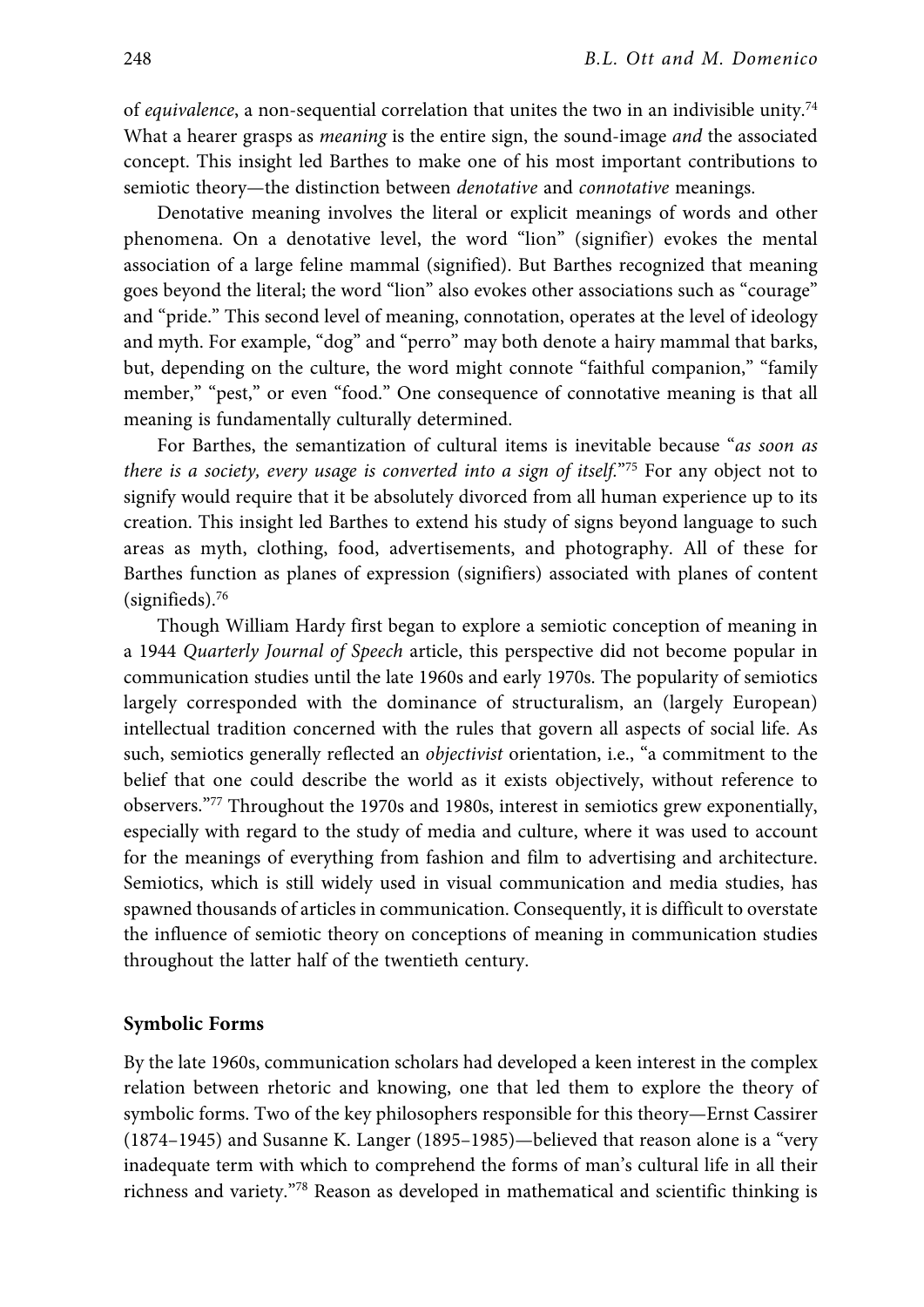of *equivalence*, a non-sequential correlation that unites the two in an indivisible unity.[74] What a hearer grasps as *meaning* is the entire sign, the sound-image *and* the associated concept. This insight led Barthes to make one of his most important contributions to semiotic theory—the distinction between *denotative* and *connotative* meanings.

Denotative meaning involves the literal or explicit meanings of words and other phenomena. On a denotative level, the word "lion" (signifier) evokes the mental association of a large feline mammal (signified). But Barthes recognized that meaning goes beyond the literal; the word "lion" also evokes other associations such as "courage" and "pride." This second level of meaning, connotation, operates at the level of ideology and myth. For example, "dog" and "perro" may both denote a hairy mammal that barks, but, depending on the culture, the word might connote "faithful companion," "family member," "pest," or even "food." One consequence of connotative meaning is that all meaning is fundamentally culturally determined.

For Barthes, the semantization of cultural items is inevitable because "*as soon as there is a society, every usage is converted into a sign of itself.*"[75] For any object not to signify would require that it be absolutely divorced from all human experience up to its creation. This insight led Barthes to extend his study of signs beyond language to such areas as myth, clothing, food, advertisements, and photography. All of these for Barthes function as planes of expression (signifiers) associated with planes of content (signifieds).[76]

Though William Hardy first began to explore a semiotic conception of meaning in a 1944 *Quarterly Journal of Speech* article, this perspective did not become popular in communication studies until the late 1960s and early 1970s. The popularity of semiotics largely corresponded with the dominance of structuralism, an (largely European) intellectual tradition concerned with the rules that govern all aspects of social life. As such, semiotics generally reflected an *objectivist* orientation, i.e., "a commitment to the belief that one could describe the world as it exists objectively, without reference to observers."[77] Throughout the 1970s and 1980s, interest in semiotics grew exponentially, especially with regard to the study of media and culture, where it was used to account for the meanings of everything from fashion and film to advertising and architecture. Semiotics, which is still widely used in visual communication and media studies, has spawned thousands of articles in communication. Consequently, it is difficult to overstate the influence of semiotic theory on conceptions of meaning in communication studies throughout the latter half of the twentieth century.

### Symbolic Forms

By the late 1960s, communication scholars had developed a keen interest in the complex relation between rhetoric and knowing, one that led them to explore the theory of symbolic forms. Two of the key philosophers responsible for this theory—Ernst Cassirer (1874–1945) and Susanne K. Langer (1895–1985)—believed that reason alone is a "very inadequate term with which to comprehend the forms of man's cultural life in all their richness and variety."[78] Reason as developed in mathematical and scientific thinking is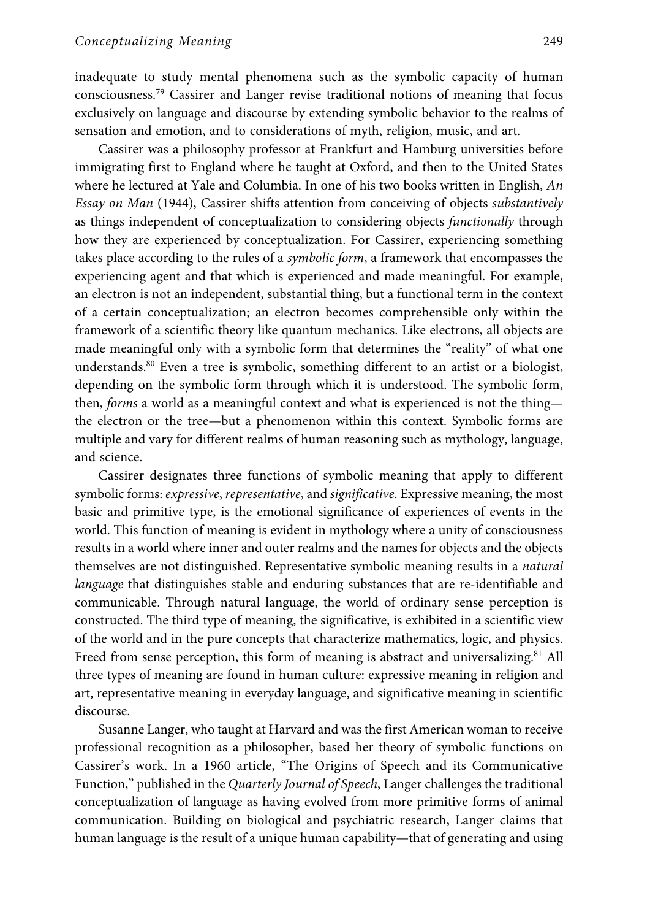inadequate to study mental phenomena such as the symbolic capacity of human consciousness.[79] Cassirer and Langer revise traditional notions of meaning that focus exclusively on language and discourse by extending symbolic behavior to the realms of sensation and emotion, and to considerations of myth, religion, music, and art.

Cassirer was a philosophy professor at Frankfurt and Hamburg universities before immigrating first to England where he taught at Oxford, and then to the United States where he lectured at Yale and Columbia. In one of his two books written in English, *An Essay on Man* (1944), Cassirer shifts attention from conceiving of objects *substantively* as things independent of conceptualization to considering objects *functionally* through how they are experienced by conceptualization. For Cassirer, experiencing something takes place according to the rules of a *symbolic form*, a framework that encompasses the experiencing agent and that which is experienced and made meaningful. For example, an electron is not an independent, substantial thing, but a functional term in the context of a certain conceptualization; an electron becomes comprehensible only within the framework of a scientific theory like quantum mechanics. Like electrons, all objects are made meaningful only with a symbolic form that determines the "reality" of what one understands.[80] Even a tree is symbolic, something different to an artist or a biologist, depending on the symbolic form through which it is understood. The symbolic form, then, *forms* a world as a meaningful context and what is experienced is not the thing—the electron or the tree—but a phenomenon within this context. Symbolic forms are multiple and vary for different realms of human reasoning such as mythology, language, and science.

Cassirer designates three functions of symbolic meaning that apply to different symbolic forms: *expressive*, *representative*, and *significative*. Expressive meaning, the most basic and primitive type, is the emotional significance of experiences of events in the world. This function of meaning is evident in mythology where a unity of consciousness results in a world where inner and outer realms and the names for objects and the objects themselves are not distinguished. Representative symbolic meaning results in a *natural language* that distinguishes stable and enduring substances that are re-identifiable and communicable. Through natural language, the world of ordinary sense perception is constructed. The third type of meaning, the significative, is exhibited in a scientific view of the world and in the pure concepts that characterize mathematics, logic, and physics. Freed from sense perception, this form of meaning is abstract and universalizing.[81] All three types of meaning are found in human culture: expressive meaning in religion and art, representative meaning in everyday language, and significative meaning in scientific discourse.

Susanne Langer, who taught at Harvard and was the first American woman to receive professional recognition as a philosopher, based her theory of symbolic functions on Cassirer's work. In a 1960 article, "The Origins of Speech and its Communicative Function," published in the *Quarterly Journal of Speech*, Langer challenges the traditional conceptualization of language as having evolved from more primitive forms of animal communication. Building on biological and psychiatric research, Langer claims that human language is the result of a unique human capability—that of generating and using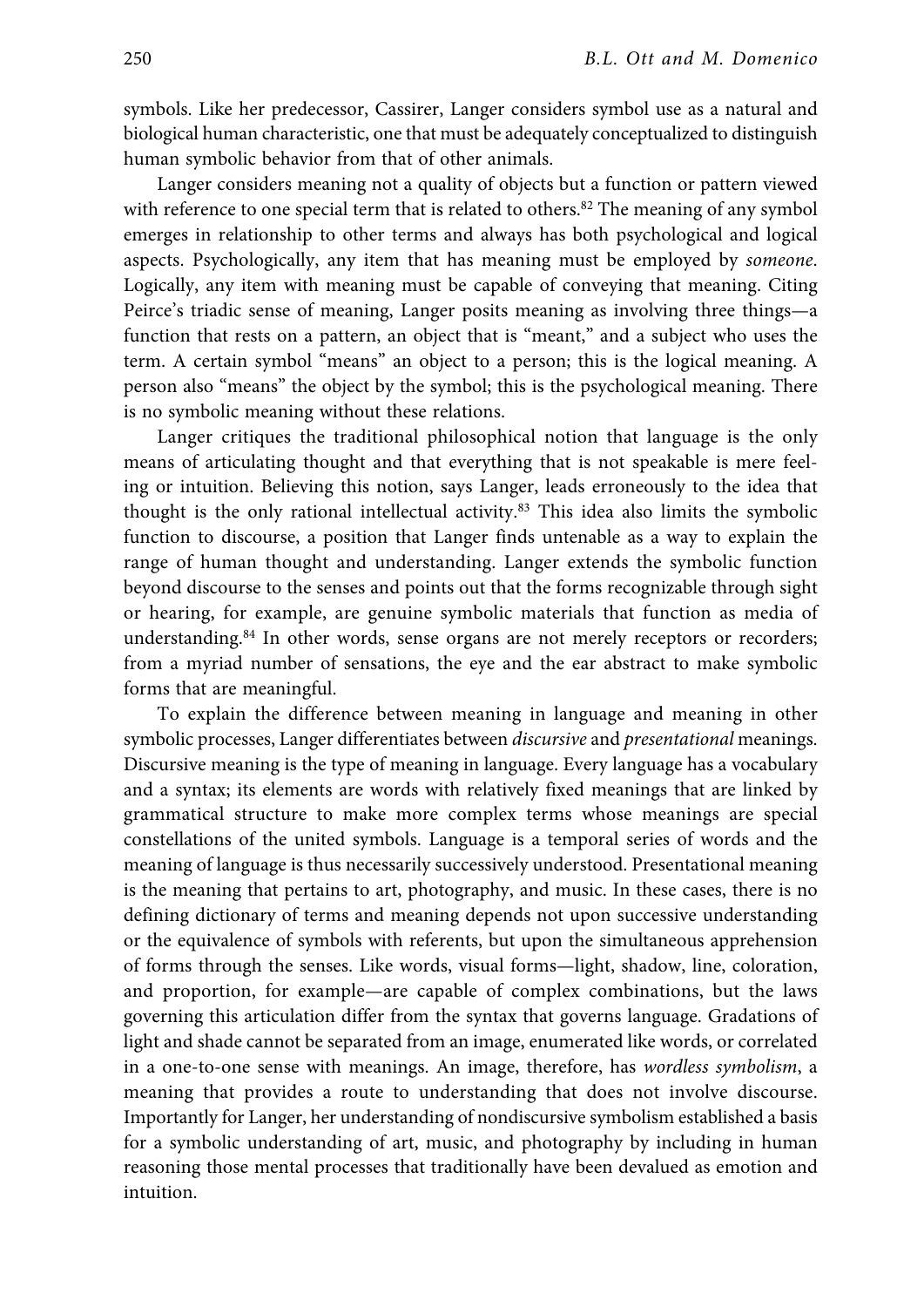symbols. Like her predecessor, Cassirer, Langer considers symbol use as a natural and biological human characteristic, one that must be adequately conceptualized to distinguish human symbolic behavior from that of other animals.

Langer considers meaning not a quality of objects but a function or pattern viewed with reference to one special term that is related to others.[82] The meaning of any symbol emerges in relationship to other terms and always has both psychological and logical aspects. Psychologically, any item that has meaning must be employed by *someone*. Logically, any item with meaning must be capable of conveying that meaning. Citing Peirce's triadic sense of meaning, Langer posits meaning as involving three things—a function that rests on a pattern, an object that is "meant," and a subject who uses the term. A certain symbol "means" an object to a person; this is the logical meaning. A person also "means" the object by the symbol; this is the psychological meaning. There is no symbolic meaning without these relations.

Langer critiques the traditional philosophical notion that language is the only means of articulating thought and that everything that is not speakable is mere feeling or intuition. Believing this notion, says Langer, leads erroneously to the idea that thought is the only rational intellectual activity.[83] This idea also limits the symbolic function to discourse, a position that Langer finds untenable as a way to explain the range of human thought and understanding. Langer extends the symbolic function beyond discourse to the senses and points out that the forms recognizable through sight or hearing, for example, are genuine symbolic materials that function as media of understanding.[84] In other words, sense organs are not merely receptors or recorders; from a myriad number of sensations, the eye and the ear abstract to make symbolic forms that are meaningful.

To explain the difference between meaning in language and meaning in other symbolic processes, Langer differentiates between *discursive* and *presentational* meanings. Discursive meaning is the type of meaning in language. Every language has a vocabulary and a syntax; its elements are words with relatively fixed meanings that are linked by grammatical structure to make more complex terms whose meanings are special constellations of the united symbols. Language is a temporal series of words and the meaning of language is thus necessarily successively understood. Presentational meaning is the meaning that pertains to art, photography, and music. In these cases, there is no defining dictionary of terms and meaning depends not upon successive understanding or the equivalence of symbols with referents, but upon the simultaneous apprehension of forms through the senses. Like words, visual forms—light, shadow, line, coloration, and proportion, for example—are capable of complex combinations, but the laws governing this articulation differ from the syntax that governs language. Gradations of light and shade cannot be separated from an image, enumerated like words, or correlated in a one-to-one sense with meanings. An image, therefore, has *wordless symbolism*, a meaning that provides a route to understanding that does not involve discourse. Importantly for Langer, her understanding of nondiscursive symbolism established a basis for a symbolic understanding of art, music, and photography by including in human reasoning those mental processes that traditionally have been devalued as emotion and intuition.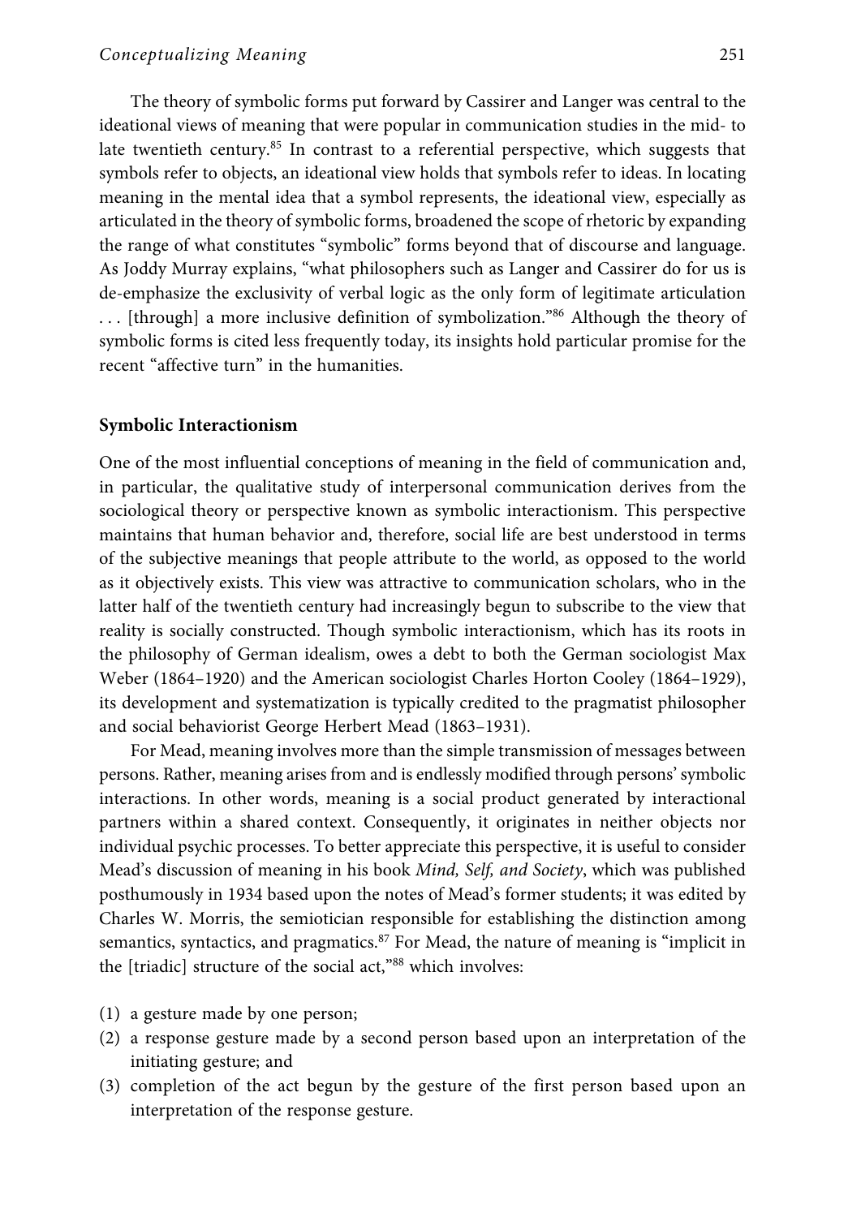The theory of symbolic forms put forward by Cassirer and Langer was central to the ideational views of meaning that were popular in communication studies in the mid- to late twentieth century.[85] In contrast to a referential perspective, which suggests that symbols refer to objects, an ideational view holds that symbols refer to ideas. In locating meaning in the mental idea that a symbol represents, the ideational view, especially as articulated in the theory of symbolic forms, broadened the scope of rhetoric by expanding the range of what constitutes "symbolic" forms beyond that of discourse and language. As Joddy Murray explains, "what philosophers such as Langer and Cassirer do for us is de-emphasize the exclusivity of verbal logic as the only form of legitimate articulation . . . [through] a more inclusive definition of symbolization."[86] Although the theory of symbolic forms is cited less frequently today, its insights hold particular promise for the recent "affective turn" in the humanities.

### Symbolic Interactionism

One of the most influential conceptions of meaning in the field of communication and, in particular, the qualitative study of interpersonal communication derives from the sociological theory or perspective known as symbolic interactionism. This perspective maintains that human behavior and, therefore, social life are best understood in terms of the subjective meanings that people attribute to the world, as opposed to the world as it objectively exists. This view was attractive to communication scholars, who in the latter half of the twentieth century had increasingly begun to subscribe to the view that reality is socially constructed. Though symbolic interactionism, which has its roots in the philosophy of German idealism, owes a debt to both the German sociologist Max Weber (1864–1920) and the American sociologist Charles Horton Cooley (1864–1929), its development and systematization is typically credited to the pragmatist philosopher and social behaviorist George Herbert Mead (1863–1931).

For Mead, meaning involves more than the simple transmission of messages between persons. Rather, meaning arises from and is endlessly modified through persons' symbolic interactions. In other words, meaning is a social product generated by interactional partners within a shared context. Consequently, it originates in neither objects nor individual psychic processes. To better appreciate this perspective, it is useful to consider Mead's discussion of meaning in his book *Mind, Self, and Society*, which was published posthumously in 1934 based upon the notes of Mead's former students; it was edited by Charles W. Morris, the semiotician responsible for establishing the distinction among semantics, syntactics, and pragmatics.[87] For Mead, the nature of meaning is "implicit in the [triadic] structure of the social act,"[88] which involves:

(1) a gesture made by one person;
(2) a response gesture made by a second person based upon an interpretation of the initiating gesture; and
(3) completion of the act begun by the gesture of the first person based upon an interpretation of the response gesture.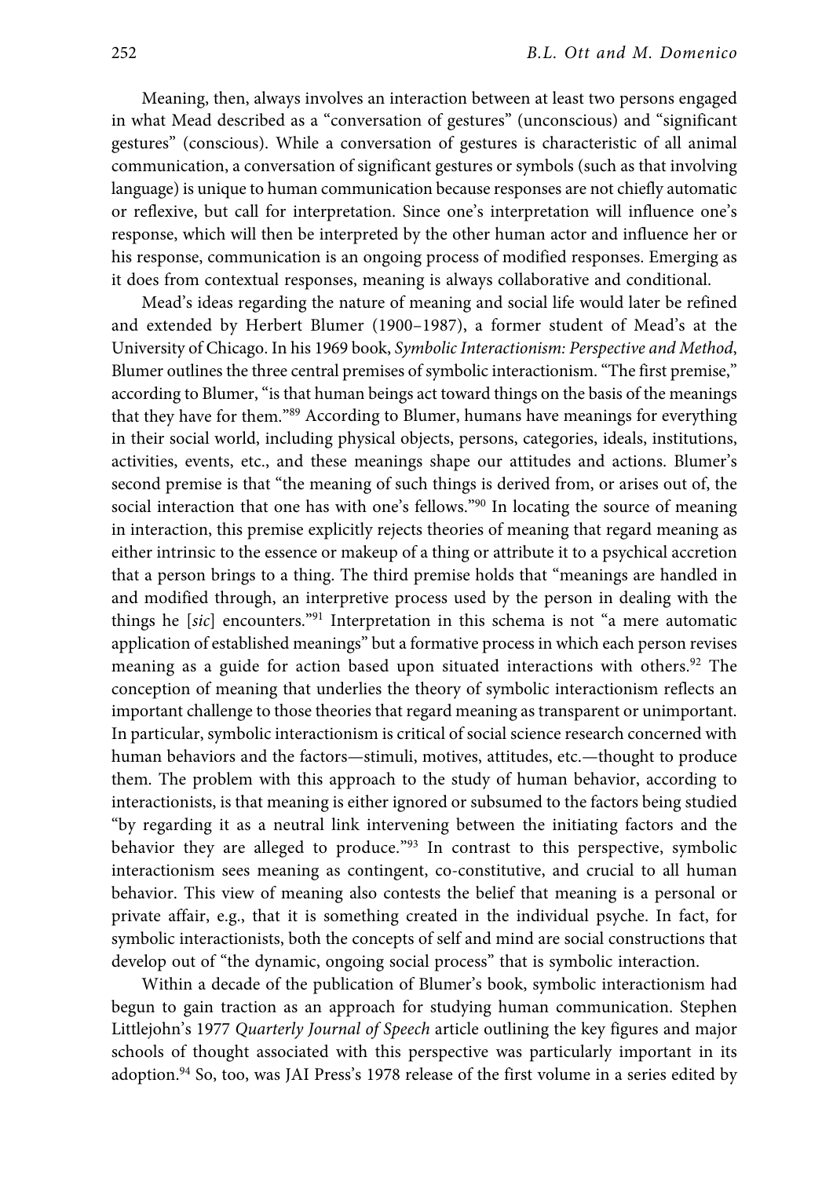Meaning, then, always involves an interaction between at least two persons engaged in what Mead described as a "conversation of gestures" (unconscious) and "significant gestures" (conscious). While a conversation of gestures is characteristic of all animal communication, a conversation of significant gestures or symbols (such as that involving language) is unique to human communication because responses are not chiefly automatic or reflexive, but call for interpretation. Since one's interpretation will influence one's response, which will then be interpreted by the other human actor and influence her or his response, communication is an ongoing process of modified responses. Emerging as it does from contextual responses, meaning is always collaborative and conditional.

Mead's ideas regarding the nature of meaning and social life would later be refined and extended by Herbert Blumer (1900–1987), a former student of Mead's at the University of Chicago. In his 1969 book, *Symbolic Interactionism: Perspective and Method*, Blumer outlines the three central premises of symbolic interactionism. "The first premise," according to Blumer, "is that human beings act toward things on the basis of the meanings that they have for them."[89] According to Blumer, humans have meanings for everything in their social world, including physical objects, persons, categories, ideals, institutions, activities, events, etc., and these meanings shape our attitudes and actions. Blumer's second premise is that "the meaning of such things is derived from, or arises out of, the social interaction that one has with one's fellows."[90] In locating the source of meaning in interaction, this premise explicitly rejects theories of meaning that regard meaning as either intrinsic to the essence or makeup of a thing or attribute it to a psychical accretion that a person brings to a thing. The third premise holds that "meanings are handled in and modified through, an interpretive process used by the person in dealing with the things he [*sic*] encounters."[91] Interpretation in this schema is not "a mere automatic application of established meanings" but a formative process in which each person revises meaning as a guide for action based upon situated interactions with others.[92] The conception of meaning that underlies the theory of symbolic interactionism reflects an important challenge to those theories that regard meaning as transparent or unimportant. In particular, symbolic interactionism is critical of social science research concerned with human behaviors and the factors—stimuli, motives, attitudes, etc.—thought to produce them. The problem with this approach to the study of human behavior, according to interactionists, is that meaning is either ignored or subsumed to the factors being studied "by regarding it as a neutral link intervening between the initiating factors and the behavior they are alleged to produce."[93] In contrast to this perspective, symbolic interactionism sees meaning as contingent, co-constitutive, and crucial to all human behavior. This view of meaning also contests the belief that meaning is a personal or private affair, e.g., that it is something created in the individual psyche. In fact, for symbolic interactionists, both the concepts of self and mind are social constructions that develop out of "the dynamic, ongoing social process" that is symbolic interaction.

Within a decade of the publication of Blumer's book, symbolic interactionism had begun to gain traction as an approach for studying human communication. Stephen Littlejohn's 1977 *Quarterly Journal of Speech* article outlining the key figures and major schools of thought associated with this perspective was particularly important in its adoption.[94] So, too, was JAI Press's 1978 release of the first volume in a series edited by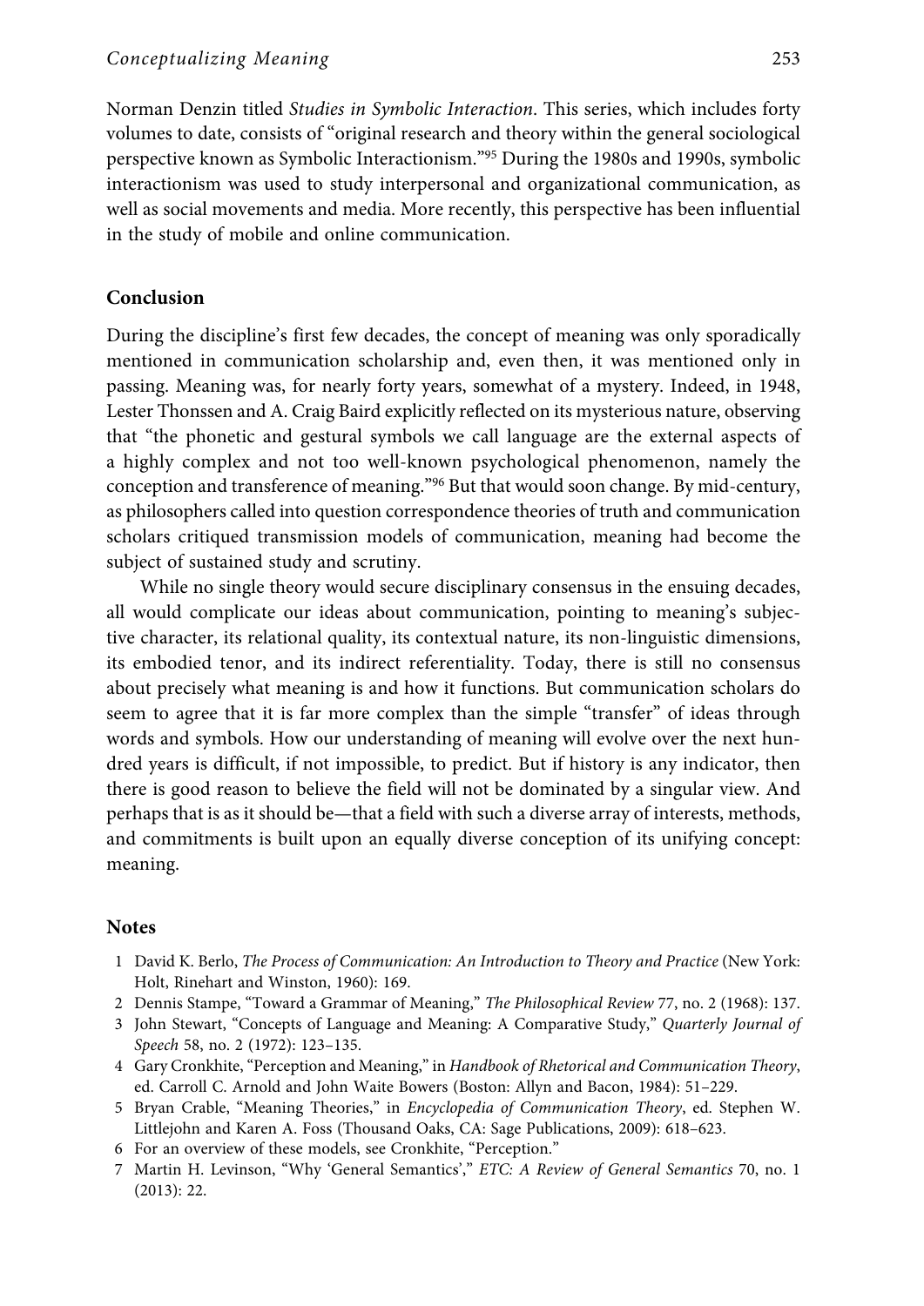Norman Denzin titled *Studies in Symbolic Interaction*. This series, which includes forty volumes to date, consists of "original research and theory within the general sociological perspective known as Symbolic Interactionism."[95] During the 1980s and 1990s, symbolic interactionism was used to study interpersonal and organizational communication, as well as social movements and media. More recently, this perspective has been influential in the study of mobile and online communication.

## Conclusion

During the discipline's first few decades, the concept of meaning was only sporadically mentioned in communication scholarship and, even then, it was mentioned only in passing. Meaning was, for nearly forty years, somewhat of a mystery. Indeed, in 1948, Lester Thonssen and A. Craig Baird explicitly reflected on its mysterious nature, observing that "the phonetic and gestural symbols we call language are the external aspects of a highly complex and not too well-known psychological phenomenon, namely the conception and transference of meaning."[96] But that would soon change. By mid-century, as philosophers called into question correspondence theories of truth and communication scholars critiqued transmission models of communication, meaning had become the subject of sustained study and scrutiny.

While no single theory would secure disciplinary consensus in the ensuing decades, all would complicate our ideas about communication, pointing to meaning's subjective character, its relational quality, its contextual nature, its non-linguistic dimensions, its embodied tenor, and its indirect referentiality. Today, there is still no consensus about precisely what meaning is and how it functions. But communication scholars do seem to agree that it is far more complex than the simple "transfer" of ideas through words and symbols. How our understanding of meaning will evolve over the next hundred years is difficult, if not impossible, to predict. But if history is any indicator, then there is good reason to believe the field will not be dominated by a singular view. And perhaps that is as it should be—that a field with such a diverse array of interests, methods, and commitments is built upon an equally diverse conception of its unifying concept: meaning.

## Notes

1. David K. Berlo, *The Process of Communication: An Introduction to Theory and Practice* (New York: Holt, Rinehart and Winston, 1960): 169.
2. Dennis Stampe, "Toward a Grammar of Meaning," *The Philosophical Review* 77, no. 2 (1968): 137.
3. John Stewart, "Concepts of Language and Meaning: A Comparative Study," *Quarterly Journal of Speech* 58, no. 2 (1972): 123–135.
4. Gary Cronkhite, "Perception and Meaning," in *Handbook of Rhetorical and Communication Theory*, ed. Carroll C. Arnold and John Waite Bowers (Boston: Allyn and Bacon, 1984): 51–229.
5. Bryan Crable, "Meaning Theories," in *Encyclopedia of Communication Theory*, ed. Stephen W. Littlejohn and Karen A. Foss (Thousand Oaks, CA: Sage Publications, 2009): 618–623.
6. For an overview of these models, see Cronkhite, "Perception."
7. Martin H. Levinson, "Why 'General Semantics'," *ETC: A Review of General Semantics* 70, no. 1 (2013): 22.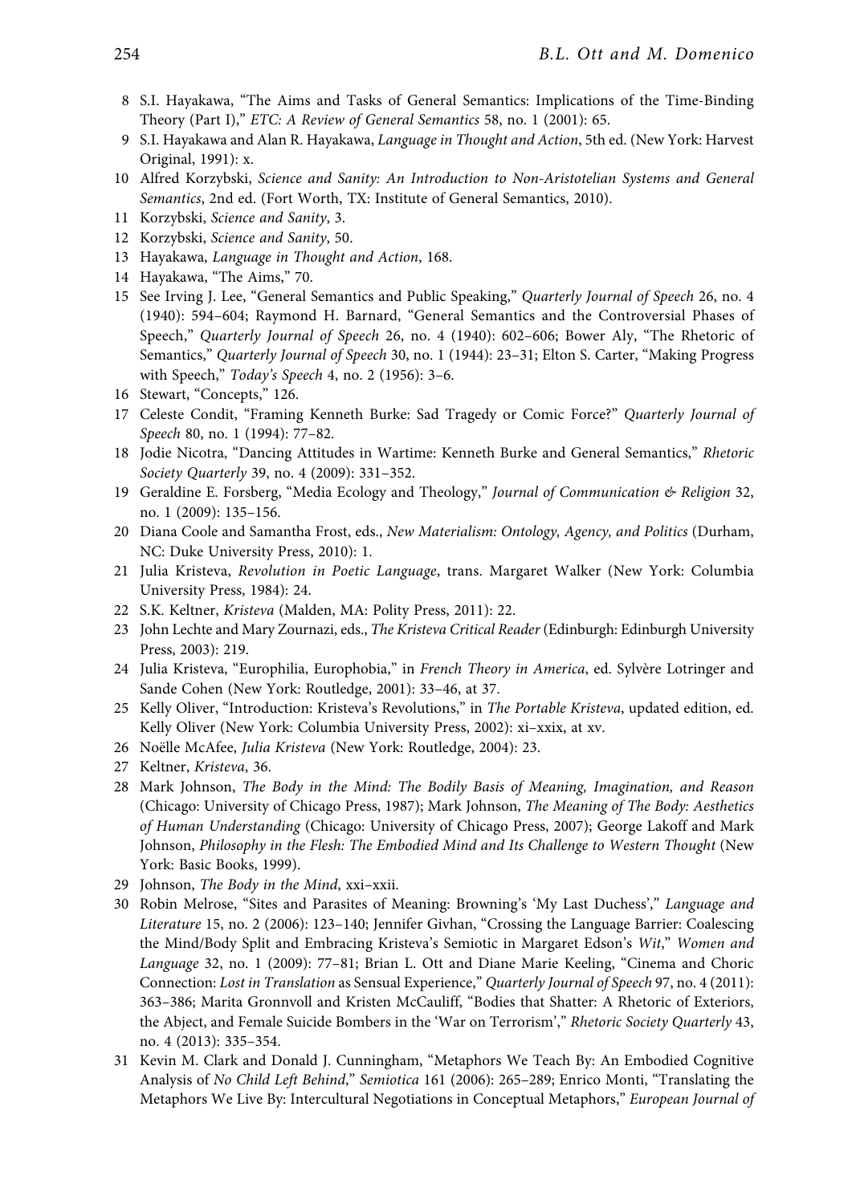8. S.I. Hayakawa, "The Aims and Tasks of General Semantics: Implications of the Time-Binding Theory (Part I)," *ETC: A Review of General Semantics* 58, no. 1 (2001): 65.
9. S.I. Hayakawa and Alan R. Hayakawa, *Language in Thought and Action*, 5th ed. (New York: Harvest Original, 1991): x.
10. Alfred Korzybski, *Science and Sanity: An Introduction to Non-Aristotelian Systems and General Semantics*, 2nd ed. (Fort Worth, TX: Institute of General Semantics, 2010).
11. Korzybski, *Science and Sanity*, 3.
12. Korzybski, *Science and Sanity*, 50.
13. Hayakawa, *Language in Thought and Action*, 168.
14. Hayakawa, "The Aims," 70.
15. See Irving J. Lee, "General Semantics and Public Speaking," *Quarterly Journal of Speech* 26, no. 4 (1940): 594–604; Raymond H. Barnard, "General Semantics and the Controversial Phases of Speech," *Quarterly Journal of Speech* 26, no. 4 (1940): 602–606; Bower Aly, "The Rhetoric of Semantics," *Quarterly Journal of Speech* 30, no. 1 (1944): 23–31; Elton S. Carter, "Making Progress with Speech," *Today's Speech* 4, no. 2 (1956): 3–6.
16. Stewart, "Concepts," 126.
17. Celeste Condit, "Framing Kenneth Burke: Sad Tragedy or Comic Force?" *Quarterly Journal of Speech* 80, no. 1 (1994): 77–82.
18. Jodie Nicotra, "Dancing Attitudes in Wartime: Kenneth Burke and General Semantics," *Rhetoric Society Quarterly* 39, no. 4 (2009): 331–352.
19. Geraldine E. Forsberg, "Media Ecology and Theology," *Journal of Communication & Religion* 32, no. 1 (2009): 135–156.
20. Diana Coole and Samantha Frost, eds., *New Materialism: Ontology, Agency, and Politics* (Durham, NC: Duke University Press, 2010): 1.
21. Julia Kristeva, *Revolution in Poetic Language*, trans. Margaret Walker (New York: Columbia University Press, 1984): 24.
22. S.K. Keltner, *Kristeva* (Malden, MA: Polity Press, 2011): 22.
23. John Lechte and Mary Zournazi, eds., *The Kristeva Critical Reader* (Edinburgh: Edinburgh University Press, 2003): 219.
24. Julia Kristeva, "Europhilia, Europhobia," in *French Theory in America*, ed. Sylvère Lotringer and Sande Cohen (New York: Routledge, 2001): 33–46, at 37.
25. Kelly Oliver, "Introduction: Kristeva's Revolutions," in *The Portable Kristeva*, updated edition, ed. Kelly Oliver (New York: Columbia University Press, 2002): xi–xxix, at xv.
26. Noëlle McAfee, *Julia Kristeva* (New York: Routledge, 2004): 23.
27. Keltner, *Kristeva*, 36.
28. Mark Johnson, *The Body in the Mind: The Bodily Basis of Meaning, Imagination, and Reason* (Chicago: University of Chicago Press, 1987); Mark Johnson, *The Meaning of The Body: Aesthetics of Human Understanding* (Chicago: University of Chicago Press, 2007); George Lakoff and Mark Johnson, *Philosophy in the Flesh: The Embodied Mind and Its Challenge to Western Thought* (New York: Basic Books, 1999).
29. Johnson, *The Body in the Mind*, xxi–xxii.
30. Robin Melrose, "Sites and Parasites of Meaning: Browning's 'My Last Duchess'," *Language and Literature* 15, no. 2 (2006): 123–140; Jennifer Givhan, "Crossing the Language Barrier: Coalescing the Mind/Body Split and Embracing Kristeva's Semiotic in Margaret Edson's *Wit*," *Women and Language* 32, no. 1 (2009): 77–81; Brian L. Ott and Diane Marie Keeling, "Cinema and Choric Connection: *Lost in Translation* as Sensual Experience," *Quarterly Journal of Speech* 97, no. 4 (2011): 363–386; Marita Gronnvoll and Kristen McCauliff, "Bodies that Shatter: A Rhetoric of Exteriors, the Abject, and Female Suicide Bombers in the 'War on Terrorism'," *Rhetoric Society Quarterly* 43, no. 4 (2013): 335–354.
31. Kevin M. Clark and Donald J. Cunningham, "Metaphors We Teach By: An Embodied Cognitive Analysis of *No Child Left Behind*," *Semiotica* 161 (2006): 265–289; Enrico Monti, "Translating the Metaphors We Live By: Intercultural Negotiations in Conceptual Metaphors," *European Journal of*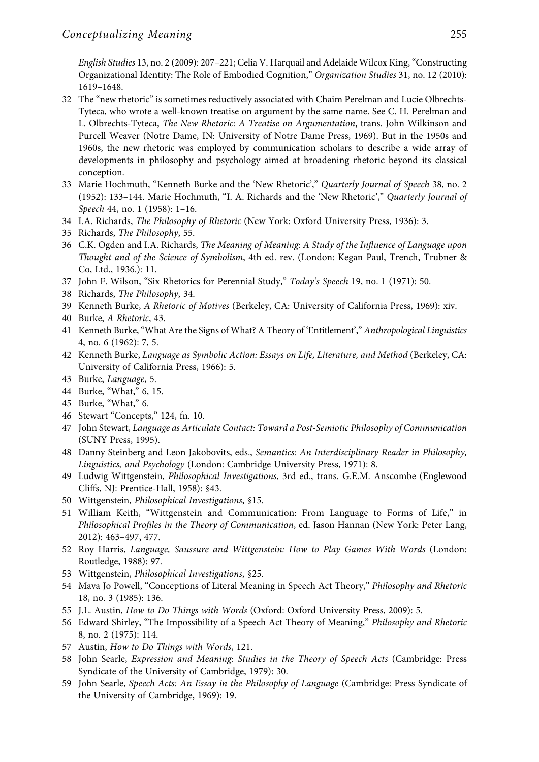*English Studies* 13, no. 2 (2009): 207–221; Celia V. Harquail and Adelaide Wilcox King, "Constructing Organizational Identity: The Role of Embodied Cognition," *Organization Studies* 31, no. 12 (2010): 1619–1648.

32 The "new rhetoric" is sometimes reductively associated with Chaim Perelman and Lucie Olbrechts-Tyteca, who wrote a well-known treatise on argument by the same name. See C. H. Perelman and L. Olbrechts-Tyteca, *The New Rhetoric: A Treatise on Argumentation*, trans. John Wilkinson and Purcell Weaver (Notre Dame, IN: University of Notre Dame Press, 1969). But in the 1950s and 1960s, the new rhetoric was employed by communication scholars to describe a wide array of developments in philosophy and psychology aimed at broadening rhetoric beyond its classical conception.

33 Marie Hochmuth, "Kenneth Burke and the 'New Rhetoric'," *Quarterly Journal of Speech* 38, no. 2 (1952): 133–144. Marie Hochmuth, "I. A. Richards and the 'New Rhetoric'," *Quarterly Journal of Speech* 44, no. 1 (1958): 1–16.

34 I.A. Richards, *The Philosophy of Rhetoric* (New York: Oxford University Press, 1936): 3.

35 Richards, *The Philosophy*, 55.

36 C.K. Ogden and I.A. Richards, *The Meaning of Meaning: A Study of the Influence of Language upon Thought and of the Science of Symbolism*, 4th ed. rev. (London: Kegan Paul, Trench, Trubner & Co, Ltd., 1936.): 11.

37 John F. Wilson, "Six Rhetorics for Perennial Study," *Today's Speech* 19, no. 1 (1971): 50.

38 Richards, *The Philosophy*, 34.

39 Kenneth Burke, *A Rhetoric of Motives* (Berkeley, CA: University of California Press, 1969): xiv.

40 Burke, *A Rhetoric*, 43.

41 Kenneth Burke, "What Are the Signs of What? A Theory of 'Entitlement'," *Anthropological Linguistics* 4, no. 6 (1962): 7, 5.

42 Kenneth Burke, *Language as Symbolic Action: Essays on Life, Literature, and Method* (Berkeley, CA: University of California Press, 1966): 5.

43 Burke, *Language*, 5.

44 Burke, "What," 6, 15.

45 Burke, "What," 6.

46 Stewart "Concepts," 124, fn. 10.

47 John Stewart, *Language as Articulate Contact: Toward a Post-Semiotic Philosophy of Communication* (SUNY Press, 1995).

48 Danny Steinberg and Leon Jakobovits, eds., *Semantics: An Interdisciplinary Reader in Philosophy, Linguistics, and Psychology* (London: Cambridge University Press, 1971): 8.

49 Ludwig Wittgenstein, *Philosophical Investigations*, 3rd ed., trans. G.E.M. Anscombe (Englewood Cliffs, NJ: Prentice-Hall, 1958): §43.

50 Wittgenstein, *Philosophical Investigations*, §15.

51 William Keith, "Wittgenstein and Communication: From Language to Forms of Life," in *Philosophical Profiles in the Theory of Communication*, ed. Jason Hannan (New York: Peter Lang, 2012): 463–497, 477.

52 Roy Harris, *Language, Saussure and Wittgenstein: How to Play Games With Words* (London: Routledge, 1988): 97.

53 Wittgenstein, *Philosophical Investigations*, §25.

54 Mava Jo Powell, "Conceptions of Literal Meaning in Speech Act Theory," *Philosophy and Rhetoric* 18, no. 3 (1985): 136.

55 J.L. Austin, *How to Do Things with Words* (Oxford: Oxford University Press, 2009): 5.

56 Edward Shirley, "The Impossibility of a Speech Act Theory of Meaning," *Philosophy and Rhetoric* 8, no. 2 (1975): 114.

57 Austin, *How to Do Things with Words*, 121.

58 John Searle, *Expression and Meaning: Studies in the Theory of Speech Acts* (Cambridge: Press Syndicate of the University of Cambridge, 1979): 30.

59 John Searle, *Speech Acts: An Essay in the Philosophy of Language* (Cambridge: Press Syndicate of the University of Cambridge, 1969): 19.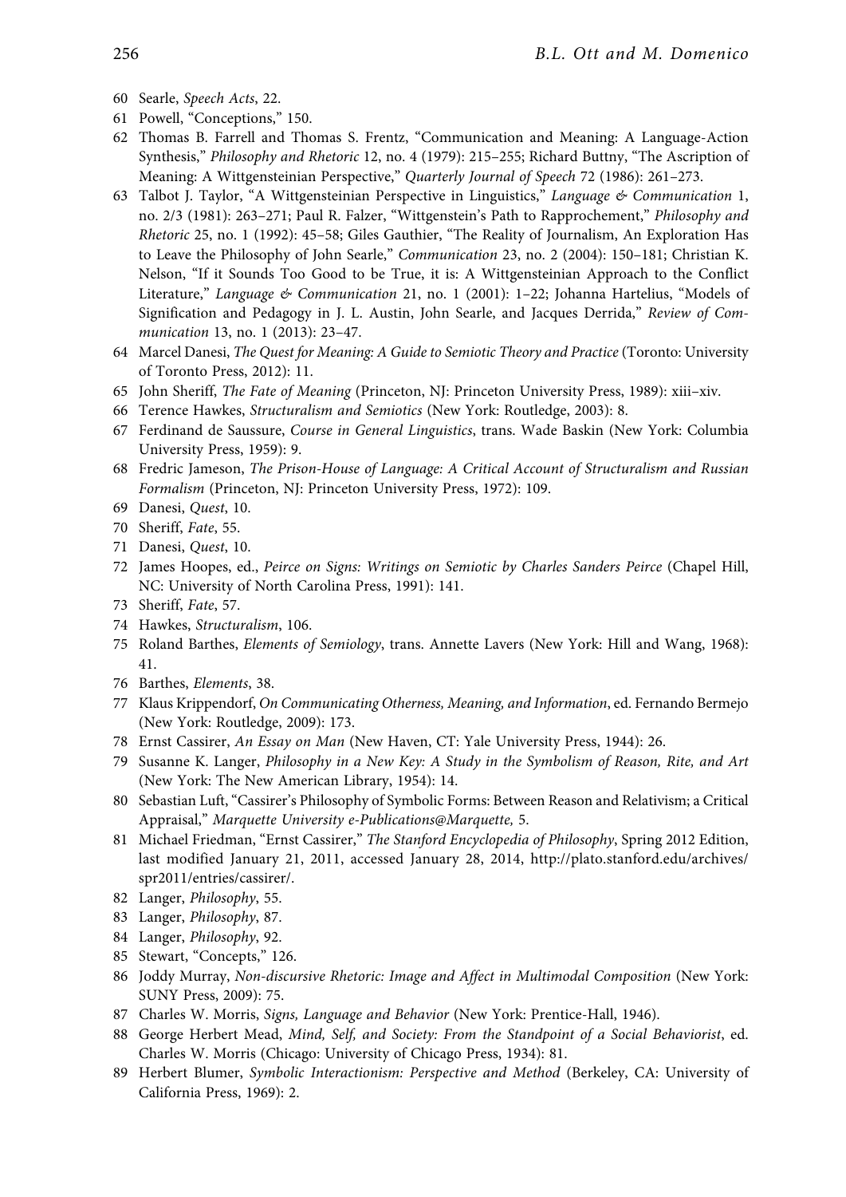60 Searle, *Speech Acts*, 22.

61 Powell, "Conceptions," 150.

62 Thomas B. Farrell and Thomas S. Frentz, "Communication and Meaning: A Language-Action Synthesis," *Philosophy and Rhetoric* 12, no. 4 (1979): 215–255; Richard Buttny, "The Ascription of Meaning: A Wittgensteinian Perspective," *Quarterly Journal of Speech* 72 (1986): 261–273.

63 Talbot J. Taylor, "A Wittgensteinian Perspective in Linguistics," *Language & Communication* 1, no. 2/3 (1981): 263–271; Paul R. Falzer, "Wittgenstein's Path to Rapprochement," *Philosophy and Rhetoric* 25, no. 1 (1992): 45–58; Giles Gauthier, "The Reality of Journalism, An Exploration Has to Leave the Philosophy of John Searle," *Communication* 23, no. 2 (2004): 150–181; Christian K. Nelson, "If it Sounds Too Good to be True, it is: A Wittgensteinian Approach to the Conflict Literature," *Language & Communication* 21, no. 1 (2001): 1–22; Johanna Hartelius, "Models of Signification and Pedagogy in J. L. Austin, John Searle, and Jacques Derrida," *Review of Communication* 13, no. 1 (2013): 23–47.

64 Marcel Danesi, *The Quest for Meaning: A Guide to Semiotic Theory and Practice* (Toronto: University of Toronto Press, 2012): 11.

65 John Sheriff, *The Fate of Meaning* (Princeton, NJ: Princeton University Press, 1989): xiii–xiv.

66 Terence Hawkes, *Structuralism and Semiotics* (New York: Routledge, 2003): 8.

67 Ferdinand de Saussure, *Course in General Linguistics*, trans. Wade Baskin (New York: Columbia University Press, 1959): 9.

68 Fredric Jameson, *The Prison-House of Language: A Critical Account of Structuralism and Russian Formalism* (Princeton, NJ: Princeton University Press, 1972): 109.

69 Danesi, *Quest*, 10.

70 Sheriff, *Fate*, 55.

71 Danesi, *Quest*, 10.

72 James Hoopes, ed., *Peirce on Signs: Writings on Semiotic by Charles Sanders Peirce* (Chapel Hill, NC: University of North Carolina Press, 1991): 141.

73 Sheriff, *Fate*, 57.

74 Hawkes, *Structuralism*, 106.

75 Roland Barthes, *Elements of Semiology*, trans. Annette Lavers (New York: Hill and Wang, 1968): 41.

76 Barthes, *Elements*, 38.

77 Klaus Krippendorf, *On Communicating Otherness, Meaning, and Information*, ed. Fernando Bermejo (New York: Routledge, 2009): 173.

78 Ernst Cassirer, *An Essay on Man* (New Haven, CT: Yale University Press, 1944): 26.

79 Susanne K. Langer, *Philosophy in a New Key: A Study in the Symbolism of Reason, Rite, and Art* (New York: The New American Library, 1954): 14.

80 Sebastian Luft, "Cassirer's Philosophy of Symbolic Forms: Between Reason and Relativism; a Critical Appraisal," *Marquette University e-Publications@Marquette,* 5.

81 Michael Friedman, "Ernst Cassirer," *The Stanford Encyclopedia of Philosophy*, Spring 2012 Edition, last modified January 21, 2011, accessed January 28, 2014, http://plato.stanford.edu/archives/spr2011/entries/cassirer/.

82 Langer, *Philosophy*, 55.

83 Langer, *Philosophy*, 87.

84 Langer, *Philosophy*, 92.

85 Stewart, "Concepts," 126.

86 Joddy Murray, *Non-discursive Rhetoric: Image and Affect in Multimodal Composition* (New York: SUNY Press, 2009): 75.

87 Charles W. Morris, *Signs, Language and Behavior* (New York: Prentice-Hall, 1946).

88 George Herbert Mead, *Mind, Self, and Society: From the Standpoint of a Social Behaviorist*, ed. Charles W. Morris (Chicago: University of Chicago Press, 1934): 81.

89 Herbert Blumer, *Symbolic Interactionism: Perspective and Method* (Berkeley, CA: University of California Press, 1969): 2.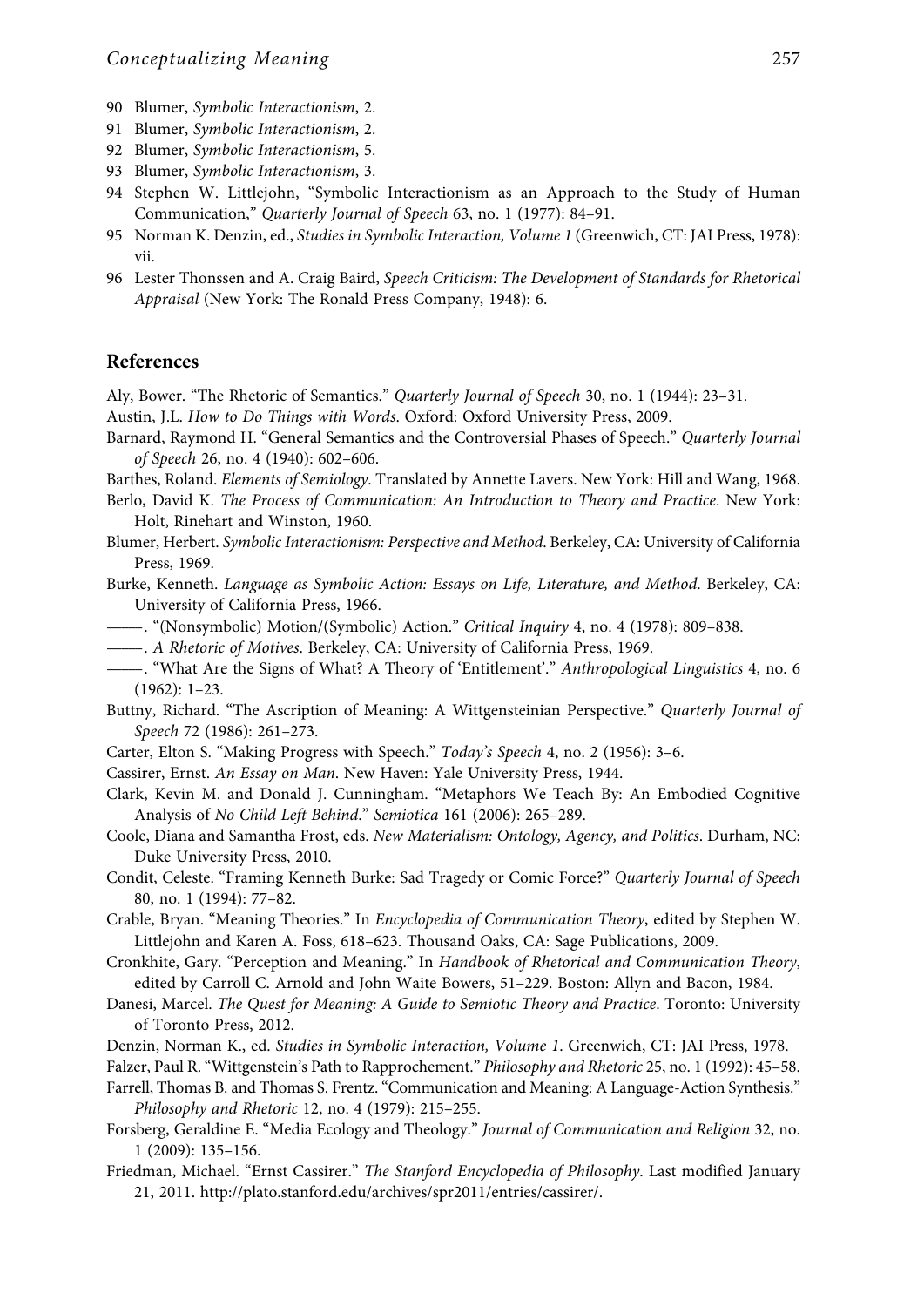90 Blumer, *Symbolic Interactionism*, 2.

91 Blumer, *Symbolic Interactionism*, 2.

92 Blumer, *Symbolic Interactionism*, 5.

93 Blumer, *Symbolic Interactionism*, 3.

94 Stephen W. Littlejohn, "Symbolic Interactionism as an Approach to the Study of Human Communication," *Quarterly Journal of Speech* 63, no. 1 (1977): 84–91.

95 Norman K. Denzin, ed., *Studies in Symbolic Interaction, Volume 1* (Greenwich, CT: JAI Press, 1978): vii.

96 Lester Thonssen and A. Craig Baird, *Speech Criticism: The Development of Standards for Rhetorical Appraisal* (New York: The Ronald Press Company, 1948): 6.

## References

Aly, Bower. "The Rhetoric of Semantics." *Quarterly Journal of Speech* 30, no. 1 (1944): 23–31.

Austin, J.L. *How to Do Things with Words*. Oxford: Oxford University Press, 2009.

Barnard, Raymond H. "General Semantics and the Controversial Phases of Speech." *Quarterly Journal of Speech* 26, no. 4 (1940): 602–606.

Barthes, Roland. *Elements of Semiology*. Translated by Annette Lavers. New York: Hill and Wang, 1968.

Berlo, David K. *The Process of Communication: An Introduction to Theory and Practice*. New York: Holt, Rinehart and Winston, 1960.

Blumer, Herbert. *Symbolic Interactionism: Perspective and Method*. Berkeley, CA: University of California Press, 1969.

Burke, Kenneth. *Language as Symbolic Action: Essays on Life, Literature, and Method*. Berkeley, CA: University of California Press, 1966.

——. "(Nonsymbolic) Motion/(Symbolic) Action." *Critical Inquiry* 4, no. 4 (1978): 809–838.

——. *A Rhetoric of Motives*. Berkeley, CA: University of California Press, 1969.

——. "What Are the Signs of What? A Theory of 'Entitlement'." *Anthropological Linguistics* 4, no. 6 (1962): 1–23.

Buttny, Richard. "The Ascription of Meaning: A Wittgensteinian Perspective." *Quarterly Journal of Speech* 72 (1986): 261–273.

Carter, Elton S. "Making Progress with Speech." *Today's Speech* 4, no. 2 (1956): 3–6.

Cassirer, Ernst. *An Essay on Man*. New Haven: Yale University Press, 1944.

Clark, Kevin M. and Donald J. Cunningham. "Metaphors We Teach By: An Embodied Cognitive Analysis of *No Child Left Behind*." *Semiotica* 161 (2006): 265–289.

Coole, Diana and Samantha Frost, eds. *New Materialism: Ontology, Agency, and Politics*. Durham, NC: Duke University Press, 2010.

Condit, Celeste. "Framing Kenneth Burke: Sad Tragedy or Comic Force?" *Quarterly Journal of Speech* 80, no. 1 (1994): 77–82.

Crable, Bryan. "Meaning Theories." In *Encyclopedia of Communication Theory*, edited by Stephen W. Littlejohn and Karen A. Foss, 618–623. Thousand Oaks, CA: Sage Publications, 2009.

Cronkhite, Gary. "Perception and Meaning." In *Handbook of Rhetorical and Communication Theory*, edited by Carroll C. Arnold and John Waite Bowers, 51–229. Boston: Allyn and Bacon, 1984.

Danesi, Marcel. *The Quest for Meaning: A Guide to Semiotic Theory and Practice*. Toronto: University of Toronto Press, 2012.

Denzin, Norman K., ed. *Studies in Symbolic Interaction, Volume 1*. Greenwich, CT: JAI Press, 1978.

Falzer, Paul R. "Wittgenstein's Path to Rapprochement." *Philosophy and Rhetoric* 25, no. 1 (1992): 45–58.

Farrell, Thomas B. and Thomas S. Frentz. "Communication and Meaning: A Language-Action Synthesis." *Philosophy and Rhetoric* 12, no. 4 (1979): 215–255.

Forsberg, Geraldine E. "Media Ecology and Theology." *Journal of Communication and Religion* 32, no. 1 (2009): 135–156.

Friedman, Michael. "Ernst Cassirer." *The Stanford Encyclopedia of Philosophy*. Last modified January 21, 2011. http://plato.stanford.edu/archives/spr2011/entries/cassirer/.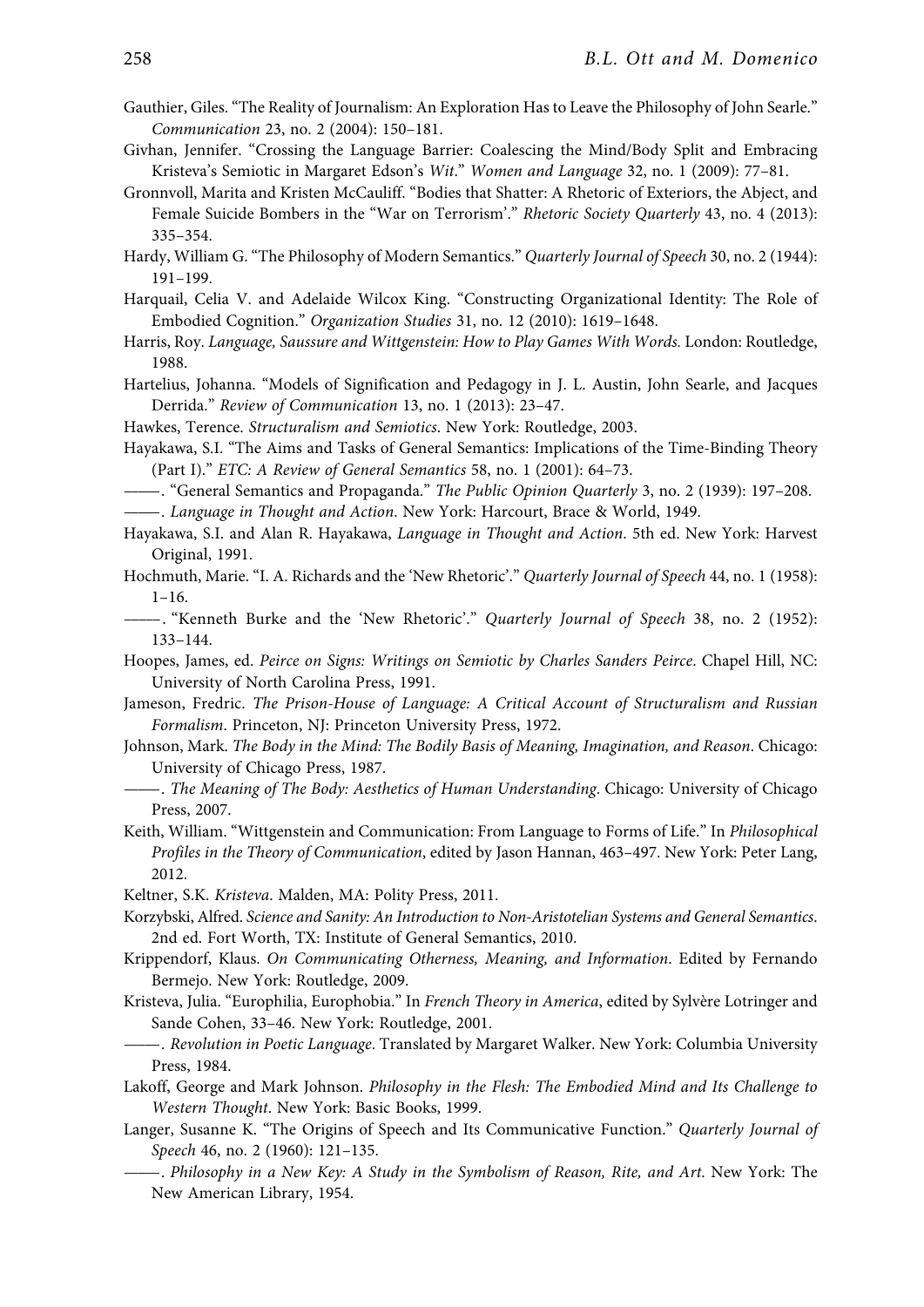Gauthier, Giles. "The Reality of Journalism: An Exploration Has to Leave the Philosophy of John Searle." *Communication* 23, no. 2 (2004): 150–181.

Givhan, Jennifer. "Crossing the Language Barrier: Coalescing the Mind/Body Split and Embracing Kristeva's Semiotic in Margaret Edson's *Wit*." *Women and Language* 32, no. 1 (2009): 77–81.

Gronnvoll, Marita and Kristen McCauliff. "Bodies that Shatter: A Rhetoric of Exteriors, the Abject, and Female Suicide Bombers in the "War on Terrorism'." *Rhetoric Society Quarterly* 43, no. 4 (2013): 335–354.

Hardy, William G. "The Philosophy of Modern Semantics." *Quarterly Journal of Speech* 30, no. 2 (1944): 191–199.

Harquail, Celia V. and Adelaide Wilcox King. "Constructing Organizational Identity: The Role of Embodied Cognition." *Organization Studies* 31, no. 12 (2010): 1619–1648.

Harris, Roy. *Language, Saussure and Wittgenstein: How to Play Games With Words.* London: Routledge, 1988.

Hartelius, Johanna. "Models of Signification and Pedagogy in J. L. Austin, John Searle, and Jacques Derrida." *Review of Communication* 13, no. 1 (2013): 23–47.

Hawkes, Terence. *Structuralism and Semiotics*. New York: Routledge, 2003.

Hayakawa, S.I. "The Aims and Tasks of General Semantics: Implications of the Time-Binding Theory (Part I)." *ETC: A Review of General Semantics* 58, no. 1 (2001): 64–73.

——. "General Semantics and Propaganda." *The Public Opinion Quarterly* 3, no. 2 (1939): 197–208.

——. *Language in Thought and Action*. New York: Harcourt, Brace & World, 1949.

Hayakawa, S.I. and Alan R. Hayakawa, *Language in Thought and Action*. 5th ed. New York: Harvest Original, 1991.

Hochmuth, Marie. "I. A. Richards and the 'New Rhetoric'." *Quarterly Journal of Speech* 44, no. 1 (1958): 1–16.

——. "Kenneth Burke and the 'New Rhetoric'." *Quarterly Journal of Speech* 38, no. 2 (1952): 133–144.

Hoopes, James, ed. *Peirce on Signs: Writings on Semiotic by Charles Sanders Peirce*. Chapel Hill, NC: University of North Carolina Press, 1991.

Jameson, Fredric. *The Prison-House of Language: A Critical Account of Structuralism and Russian Formalism*. Princeton, NJ: Princeton University Press, 1972.

Johnson, Mark. *The Body in the Mind: The Bodily Basis of Meaning, Imagination, and Reason*. Chicago: University of Chicago Press, 1987.

——. *The Meaning of The Body: Aesthetics of Human Understanding*. Chicago: University of Chicago Press, 2007.

Keith, William. "Wittgenstein and Communication: From Language to Forms of Life." In *Philosophical Profiles in the Theory of Communication*, edited by Jason Hannan, 463–497. New York: Peter Lang, 2012.

Keltner, S.K. *Kristeva*. Malden, MA: Polity Press, 2011.

Korzybski, Alfred. *Science and Sanity: An Introduction to Non-Aristotelian Systems and General Semantics*. 2nd ed. Fort Worth, TX: Institute of General Semantics, 2010.

Krippendorf, Klaus. *On Communicating Otherness, Meaning, and Information*. Edited by Fernando Bermejo. New York: Routledge, 2009.

Kristeva, Julia. "Europhilia, Europhobia." In *French Theory in America*, edited by Sylvère Lotringer and Sande Cohen, 33–46. New York: Routledge, 2001.

——. *Revolution in Poetic Language*. Translated by Margaret Walker. New York: Columbia University Press, 1984.

Lakoff, George and Mark Johnson. *Philosophy in the Flesh: The Embodied Mind and Its Challenge to Western Thought*. New York: Basic Books, 1999.

Langer, Susanne K. "The Origins of Speech and Its Communicative Function." *Quarterly Journal of Speech* 46, no. 2 (1960): 121–135.

——. *Philosophy in a New Key: A Study in the Symbolism of Reason, Rite, and Art*. New York: The New American Library, 1954.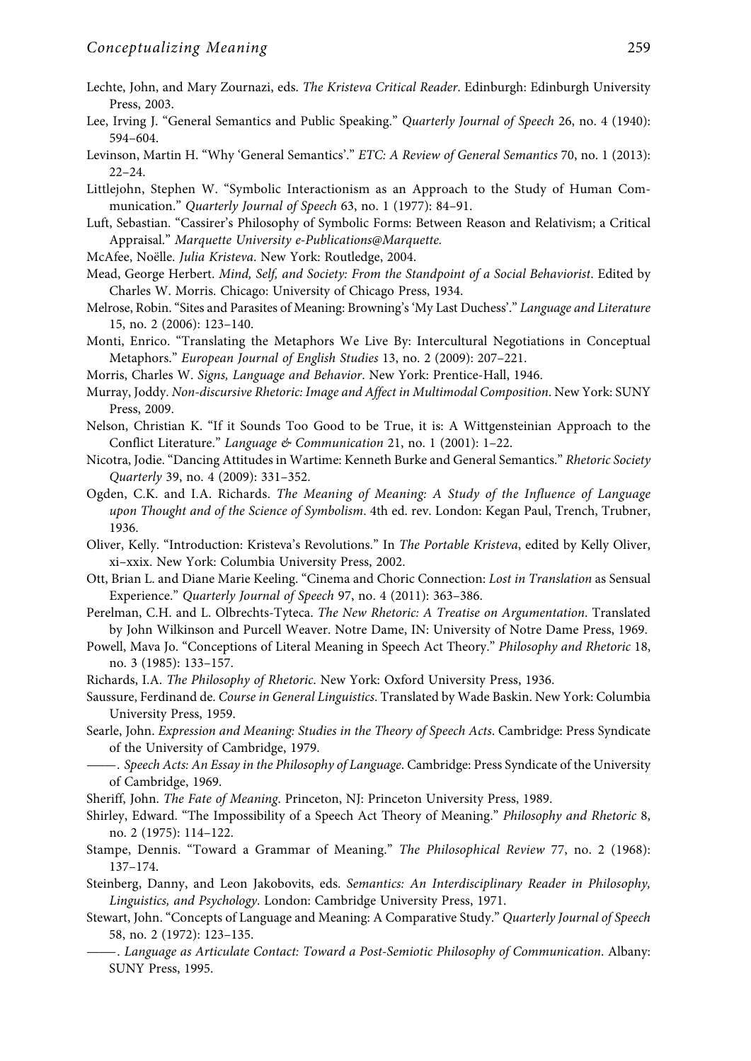Lechte, John, and Mary Zournazi, eds. *The Kristeva Critical Reader*. Edinburgh: Edinburgh University Press, 2003.

Lee, Irving J. "General Semantics and Public Speaking." *Quarterly Journal of Speech* 26, no. 4 (1940): 594–604.

Levinson, Martin H. "Why 'General Semantics'." *ETC: A Review of General Semantics* 70, no. 1 (2013): 22–24.

Littlejohn, Stephen W. "Symbolic Interactionism as an Approach to the Study of Human Communication." *Quarterly Journal of Speech* 63, no. 1 (1977): 84–91.

Luft, Sebastian. "Cassirer's Philosophy of Symbolic Forms: Between Reason and Relativism; a Critical Appraisal." *Marquette University e-Publications@Marquette.*

McAfee, Noëlle. *Julia Kristeva*. New York: Routledge, 2004.

Mead, George Herbert. *Mind, Self, and Society: From the Standpoint of a Social Behaviorist*. Edited by Charles W. Morris. Chicago: University of Chicago Press, 1934.

Melrose, Robin. "Sites and Parasites of Meaning: Browning's 'My Last Duchess'." *Language and Literature* 15, no. 2 (2006): 123–140.

Monti, Enrico. "Translating the Metaphors We Live By: Intercultural Negotiations in Conceptual Metaphors." *European Journal of English Studies* 13, no. 2 (2009): 207–221.

Morris, Charles W. *Signs, Language and Behavior*. New York: Prentice-Hall, 1946.

Murray, Joddy. *Non-discursive Rhetoric: Image and Affect in Multimodal Composition*. New York: SUNY Press, 2009.

Nelson, Christian K. "If it Sounds Too Good to be True, it is: A Wittgensteinian Approach to the Conflict Literature." *Language & Communication* 21, no. 1 (2001): 1–22.

Nicotra, Jodie. "Dancing Attitudes in Wartime: Kenneth Burke and General Semantics." *Rhetoric Society Quarterly* 39, no. 4 (2009): 331–352.

Ogden, C.K. and I.A. Richards. *The Meaning of Meaning: A Study of the Influence of Language upon Thought and of the Science of Symbolism*. 4th ed. rev. London: Kegan Paul, Trench, Trubner, 1936.

Oliver, Kelly. "Introduction: Kristeva's Revolutions." In *The Portable Kristeva*, edited by Kelly Oliver, xi–xxix. New York: Columbia University Press, 2002.

Ott, Brian L. and Diane Marie Keeling. "Cinema and Choric Connection: *Lost in Translation* as Sensual Experience." *Quarterly Journal of Speech* 97, no. 4 (2011): 363–386.

Perelman, C.H. and L. Olbrechts-Tyteca. *The New Rhetoric: A Treatise on Argumentation*. Translated by John Wilkinson and Purcell Weaver. Notre Dame, IN: University of Notre Dame Press, 1969.

Powell, Mava Jo. "Conceptions of Literal Meaning in Speech Act Theory." *Philosophy and Rhetoric* 18, no. 3 (1985): 133–157.

Richards, I.A. *The Philosophy of Rhetoric*. New York: Oxford University Press, 1936.

Saussure, Ferdinand de. *Course in General Linguistics*. Translated by Wade Baskin. New York: Columbia University Press, 1959.

Searle, John. *Expression and Meaning: Studies in the Theory of Speech Acts*. Cambridge: Press Syndicate of the University of Cambridge, 1979.

——. *Speech Acts: An Essay in the Philosophy of Language*. Cambridge: Press Syndicate of the University of Cambridge, 1969.

Sheriff, John. *The Fate of Meaning*. Princeton, NJ: Princeton University Press, 1989.

Shirley, Edward. "The Impossibility of a Speech Act Theory of Meaning." *Philosophy and Rhetoric* 8, no. 2 (1975): 114–122.

Stampe, Dennis. "Toward a Grammar of Meaning." *The Philosophical Review* 77, no. 2 (1968): 137–174.

Steinberg, Danny, and Leon Jakobovits, eds. *Semantics: An Interdisciplinary Reader in Philosophy, Linguistics, and Psychology*. London: Cambridge University Press, 1971.

Stewart, John. "Concepts of Language and Meaning: A Comparative Study." *Quarterly Journal of Speech* 58, no. 2 (1972): 123–135.

——. *Language as Articulate Contact: Toward a Post-Semiotic Philosophy of Communication*. Albany: SUNY Press, 1995.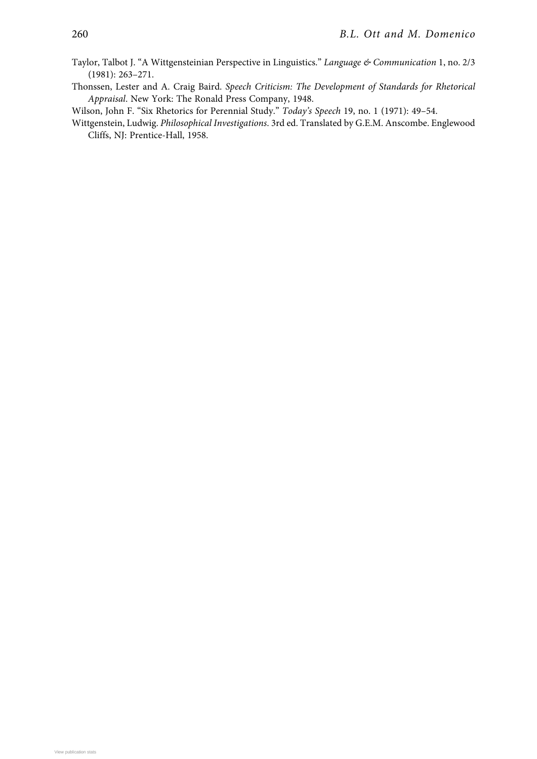Taylor, Talbot J. "A Wittgensteinian Perspective in Linguistics." *Language & Communication* 1, no. 2/3 (1981): 263–271.

Thonssen, Lester and A. Craig Baird. *Speech Criticism: The Development of Standards for Rhetorical Appraisal*. New York: The Ronald Press Company, 1948.

Wilson, John F. "Six Rhetorics for Perennial Study." *Today's Speech* 19, no. 1 (1971): 49–54.

Wittgenstein, Ludwig. *Philosophical Investigations*. 3rd ed. Translated by G.E.M. Anscombe. Englewood Cliffs, NJ: Prentice-Hall, 1958.